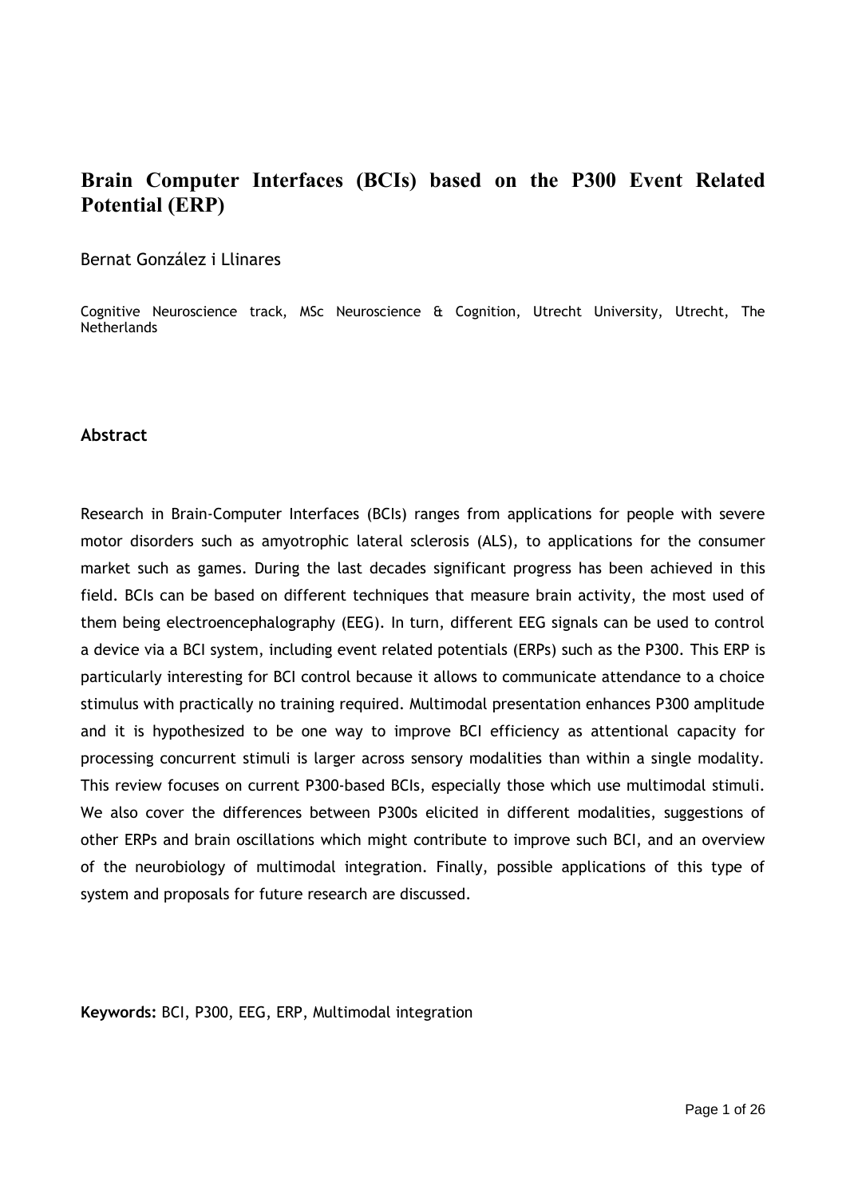# Brain Computer Interfaces (BCIs) based on the P300 Event Related Potential (ERP)

Bernat González i Llinares

Cognitive Neuroscience track, MSc Neuroscience & Cognition, Utrecht University, Utrecht, The Netherlands

## Abstract

Research in Brain-Computer Interfaces (BCIs) ranges from applications for people with severe motor disorders such as amyotrophic lateral sclerosis (ALS), to applications for the consumer market such as games. During the last decades significant progress has been achieved in this field. BCIs can be based on different techniques that measure brain activity, the most used of them being electroencephalography (EEG). In turn, different EEG signals can be used to control a device via a BCI system, including event related potentials (ERPs) such as the P300. This ERP is particularly interesting for BCI control because it allows to communicate attendance to a choice stimulus with practically no training required. Multimodal presentation enhances P300 amplitude and it is hypothesized to be one way to improve BCI efficiency as attentional capacity for processing concurrent stimuli is larger across sensory modalities than within a single modality. This review focuses on current P300-based BCIs, especially those which use multimodal stimuli. We also cover the differences between P300s elicited in different modalities, suggestions of other ERPs and brain oscillations which might contribute to improve such BCI, and an overview of the neurobiology of multimodal integration. Finally, possible applications of this type of system and proposals for future research are discussed.

**Keywords:** BCI, P300, EEG, ERP, Multimodal integration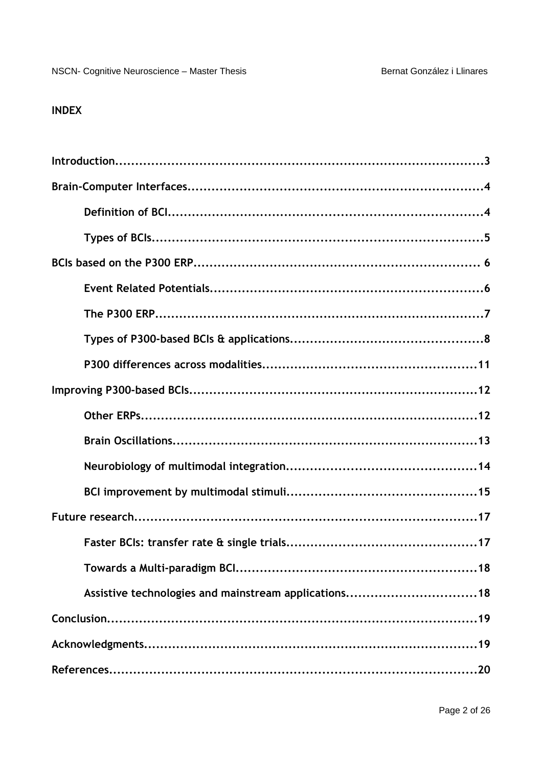**INDEX**

**Introduction.........................................................................................3**

**Brain-Computer Interfaces.......................................................................4**

- **Definition of BCI...........................................................................4**
- **Types of BCIs...............................................................................5**

**BCIs based on the P300 ERP...................................................................... 6**

- **Event Related Potentials...................................................................6**
- **The P300 ERP................................................................................7**
- **Types of P300-based BCIs & applications...............................................8**
- **P300 differences across modalities.....................................................11**

**Improving P300-based BCIs......................................................................12**

- **Other ERPs...................................................................................12**
- **Brain Oscillations...........................................................................13**
- **Neurobiology of multimodal integration..............................................14**
- **BCI improvement by multimodal stimuli...............................................15**

**Future research.....................................................................................17**

- **Faster BCIs: transfer rate & single trials...............................................17**
- **Towards a Multi-paradigm BCI...........................................................18**
- **Assistive technologies and mainstream applications................................18**

**Conclusion...........................................................................................19**

**Acknowledgments..................................................................................19**

**References............................................................................................20**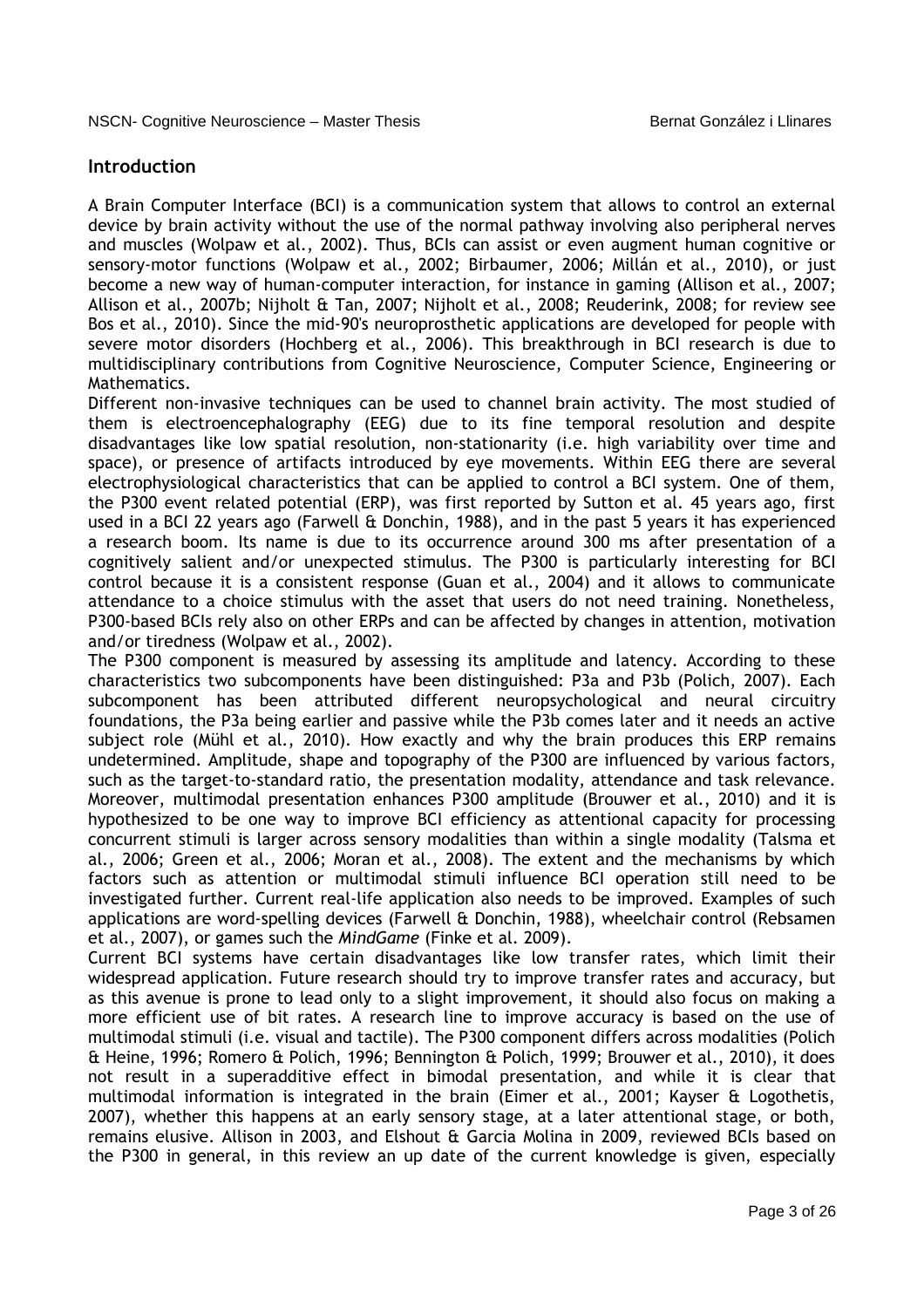## Introduction

A Brain Computer Interface (BCI) is a communication system that allows to control an external device by brain activity without the use of the normal pathway involving also peripheral nerves and muscles (Wolpaw et al., 2002). Thus, BCIs can assist or even augment human cognitive or sensory-motor functions (Wolpaw et al., 2002; Birbaumer, 2006; Millán et al., 2010), or just become a new way of human-computer interaction, for instance in gaming (Allison et al., 2007; Allison et al., 2007b; Nijholt & Tan, 2007; Nijholt et al., 2008; Reuderink, 2008; for review see Bos et al., 2010). Since the mid-90's neuroprosthetic applications are developed for people with severe motor disorders (Hochberg et al., 2006). This breakthrough in BCI research is due to multidisciplinary contributions from Cognitive Neuroscience, Computer Science, Engineering or Mathematics.

Different non-invasive techniques can be used to channel brain activity. The most studied of them is electroencephalography (EEG) due to its fine temporal resolution and despite disadvantages like low spatial resolution, non-stationarity (i.e. high variability over time and space), or presence of artifacts introduced by eye movements. Within EEG there are several electrophysiological characteristics that can be applied to control a BCI system. One of them, the P300 event related potential (ERP), was first reported by Sutton et al. 45 years ago, first used in a BCI 22 years ago (Farwell & Donchin, 1988), and in the past 5 years it has experienced a research boom. Its name is due to its occurrence around 300 ms after presentation of a cognitively salient and/or unexpected stimulus. The P300 is particularly interesting for BCI control because it is a consistent response (Guan et al., 2004) and it allows to communicate attendance to a choice stimulus with the asset that users do not need training. Nonetheless, P300-based BCIs rely also on other ERPs and can be affected by changes in attention, motivation and/or tiredness (Wolpaw et al., 2002).

The P300 component is measured by assessing its amplitude and latency. According to these characteristics two subcomponents have been distinguished: P3a and P3b (Polich, 2007). Each subcomponent has been attributed different neuropsychological and neural circuitry foundations, the P3a being earlier and passive while the P3b comes later and it needs an active subject role (Mühl et al., 2010). How exactly and why the brain produces this ERP remains undetermined. Amplitude, shape and topography of the P300 are influenced by various factors, such as the target-to-standard ratio, the presentation modality, attendance and task relevance. Moreover, multimodal presentation enhances P300 amplitude (Brouwer et al., 2010) and it is hypothesized to be one way to improve BCI efficiency as attentional capacity for processing concurrent stimuli is larger across sensory modalities than within a single modality (Talsma et al., 2006; Green et al., 2006; Moran et al., 2008). The extent and the mechanisms by which factors such as attention or multimodal stimuli influence BCI operation still need to be investigated further. Current real-life application also needs to be improved. Examples of such applications are word-spelling devices (Farwell & Donchin, 1988), wheelchair control (Rebsamen et al., 2007), or games such the *MindGame* (Finke et al. 2009).

Current BCI systems have certain disadvantages like low transfer rates, which limit their widespread application. Future research should try to improve transfer rates and accuracy, but as this avenue is prone to lead only to a slight improvement, it should also focus on making a more efficient use of bit rates. A research line to improve accuracy is based on the use of multimodal stimuli (i.e. visual and tactile). The P300 component differs across modalities (Polich & Heine, 1996; Romero & Polich, 1996; Bennington & Polich, 1999; Brouwer et al., 2010), it does not result in a superadditive effect in bimodal presentation, and while it is clear that multimodal information is integrated in the brain (Eimer et al., 2001; Kayser & Logothetis, 2007), whether this happens at an early sensory stage, at a later attentional stage, or both, remains elusive. Allison in 2003, and Elshout & Garcia Molina in 2009, reviewed BCIs based on the P300 in general, in this review an up date of the current knowledge is given, especially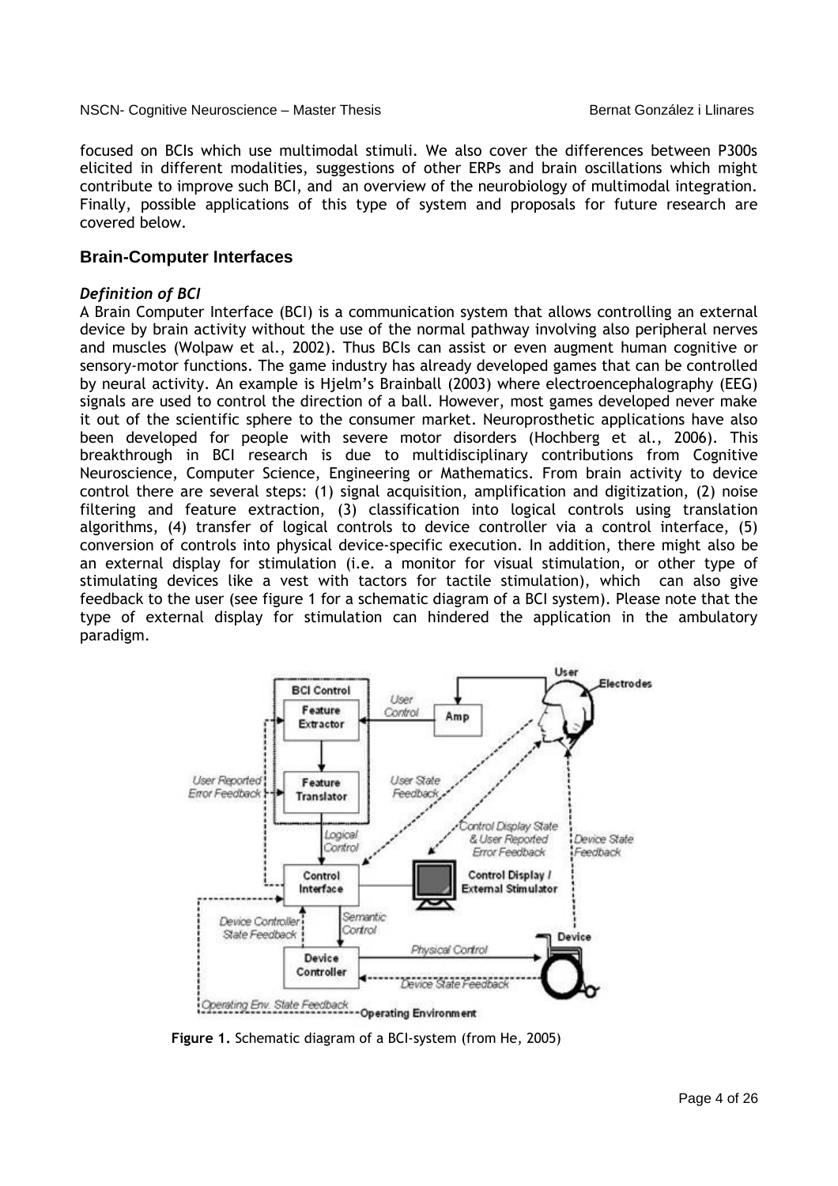focused on BCIs which use multimodal stimuli. We also cover the differences between P300s elicited in different modalities, suggestions of other ERPs and brain oscillations which might contribute to improve such BCI, and an overview of the neurobiology of multimodal integration. Finally, possible applications of this type of system and proposals for future research are covered below.

## Brain-Computer Interfaces

### *Definition of BCI*

A Brain Computer Interface (BCI) is a communication system that allows controlling an external device by brain activity without the use of the normal pathway involving also peripheral nerves and muscles (Wolpaw et al., 2002). Thus BCIs can assist or even augment human cognitive or sensory-motor functions. The game industry has already developed games that can be controlled by neural activity. An example is Hjelm's Brainball (2003) where electroencephalography (EEG) signals are used to control the direction of a ball. However, most games developed never make it out of the scientific sphere to the consumer market. Neuroprosthetic applications have also been developed for people with severe motor disorders (Hochberg et al., 2006). This breakthrough in BCI research is due to multidisciplinary contributions from Cognitive Neuroscience, Computer Science, Engineering or Mathematics. From brain activity to device control there are several steps: (1) signal acquisition, amplification and digitization, (2) noise filtering and feature extraction, (3) classification into logical controls using translation algorithms, (4) transfer of logical controls to device controller via a control interface, (5) conversion of controls into physical device-specific execution. In addition, there might also be an external display for stimulation (i.e. a monitor for visual stimulation, or other type of stimulating devices like a vest with tactors for tactile stimulation), which can also give feedback to the user (see figure 1 for a schematic diagram of a BCI system). Please note that the type of external display for stimulation can hindered the application in the ambulatory paradigm.

**Figure 1.** Schematic diagram of a BCI-system (from He, 2005)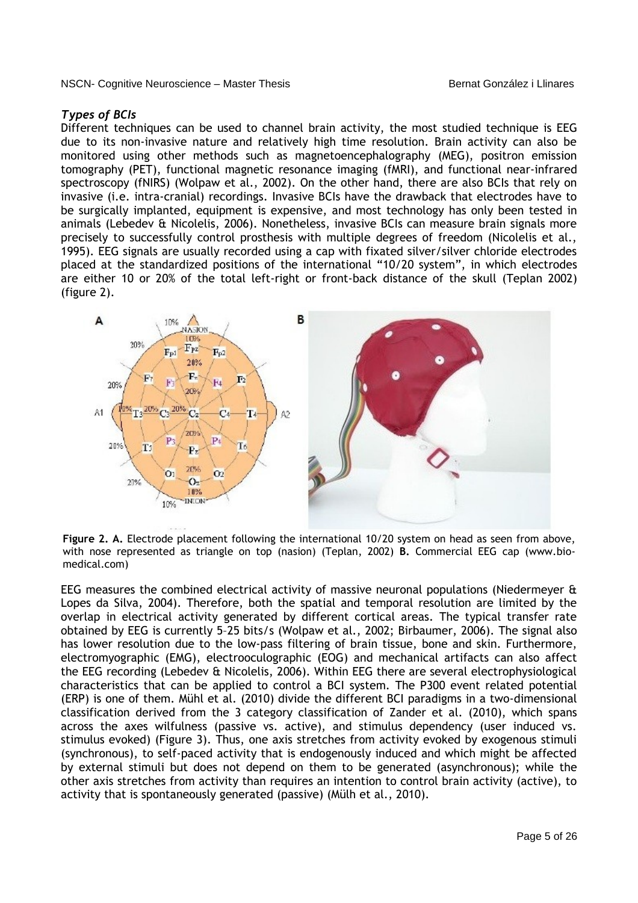### *Types of BCIs*

Different techniques can be used to channel brain activity, the most studied technique is EEG due to its non-invasive nature and relatively high time resolution. Brain activity can also be monitored using other methods such as magnetoencephalography (MEG), positron emission tomography (PET), functional magnetic resonance imaging (fMRI), and functional near-infrared spectroscopy (fNIRS) (Wolpaw et al., 2002). On the other hand, there are also BCIs that rely on invasive (i.e. intra-cranial) recordings. Invasive BCIs have the drawback that electrodes have to be surgically implanted, equipment is expensive, and most technology has only been tested in animals (Lebedev & Nicolelis, 2006). Nonetheless, invasive BCIs can measure brain signals more precisely to successfully control prosthesis with multiple degrees of freedom (Nicolelis et al., 1995). EEG signals are usually recorded using a cap with fixated silver/silver chloride electrodes placed at the standardized positions of the international "10/20 system", in which electrodes are either 10 or 20% of the total left-right or front-back distance of the skull (Teplan 2002) (figure 2).

**Figure 2. A.** Electrode placement following the international 10/20 system on head as seen from above, with nose represented as triangle on top (nasion) (Teplan, 2002) **B.** Commercial EEG cap (www.bio-medical.com)

EEG measures the combined electrical activity of massive neuronal populations (Niedermeyer & Lopes da Silva, 2004). Therefore, both the spatial and temporal resolution are limited by the overlap in electrical activity generated by different cortical areas. The typical transfer rate obtained by EEG is currently 5–25 bits/s (Wolpaw et al., 2002; Birbaumer, 2006). The signal also has lower resolution due to the low-pass filtering of brain tissue, bone and skin. Furthermore, electromyographic (EMG), electrooculographic (EOG) and mechanical artifacts can also affect the EEG recording (Lebedev & Nicolelis, 2006). Within EEG there are several electrophysiological characteristics that can be applied to control a BCI system. The P300 event related potential (ERP) is one of them. Mühl et al. (2010) divide the different BCI paradigms in a two-dimensional classification derived from the 3 category classification of Zander et al. (2010), which spans across the axes wilfulness (passive vs. active), and stimulus dependency (user induced vs. stimulus evoked) (Figure 3). Thus, one axis stretches from activity evoked by exogenous stimuli (synchronous), to self-paced activity that is endogenously induced and which might be affected by external stimuli but does not depend on them to be generated (asynchronous); while the other axis stretches from activity than requires an intention to control brain activity (active), to activity that is spontaneously generated (passive) (Mülh et al., 2010).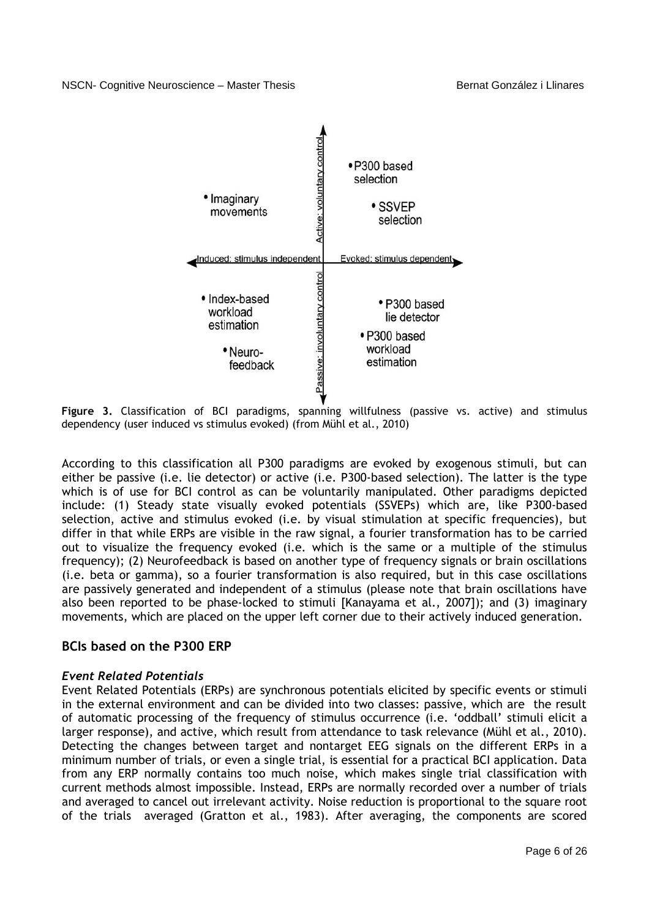**Figure 3.** Classification of BCI paradigms, spanning willfulness (passive vs. active) and stimulus dependency (user induced vs stimulus evoked) (from Mühl et al., 2010)

According to this classification all P300 paradigms are evoked by exogenous stimuli, but can either be passive (i.e. lie detector) or active (i.e. P300-based selection). The latter is the type which is of use for BCI control as can be voluntarily manipulated. Other paradigms depicted include: (1) Steady state visually evoked potentials (SSVEPs) which are, like P300-based selection, active and stimulus evoked (i.e. by visual stimulation at specific frequencies), but differ in that while ERPs are visible in the raw signal, a fourier transformation has to be carried out to visualize the frequency evoked (i.e. which is the same or a multiple of the stimulus frequency); (2) Neurofeedback is based on another type of frequency signals or brain oscillations (i.e. beta or gamma), so a fourier transformation is also required, but in this case oscillations are passively generated and independent of a stimulus (please note that brain oscillations have also been reported to be phase-locked to stimuli [Kanayama et al., 2007]); and (3) imaginary movements, which are placed on the upper left corner due to their actively induced generation.

## BCIs based on the P300 ERP

### *Event Related Potentials*

Event Related Potentials (ERPs) are synchronous potentials elicited by specific events or stimuli in the external environment and can be divided into two classes: passive, which are the result of automatic processing of the frequency of stimulus occurrence (i.e. 'oddball' stimuli elicit a larger response), and active, which result from attendance to task relevance (Mühl et al., 2010). Detecting the changes between target and nontarget EEG signals on the different ERPs in a minimum number of trials, or even a single trial, is essential for a practical BCI application. Data from any ERP normally contains too much noise, which makes single trial classification with current methods almost impossible. Instead, ERPs are normally recorded over a number of trials and averaged to cancel out irrelevant activity. Noise reduction is proportional to the square root of the trials averaged (Gratton et al., 1983). After averaging, the components are scored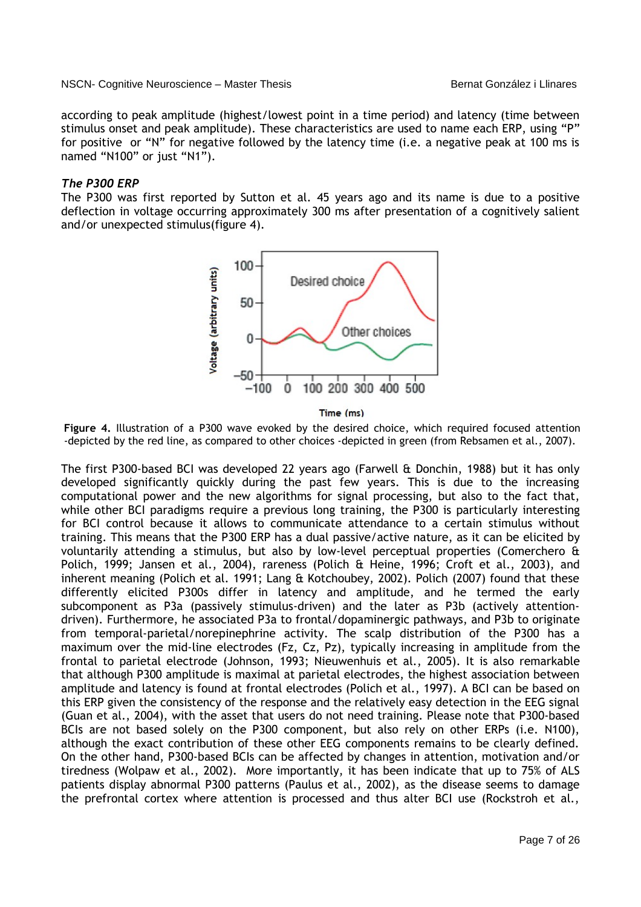according to peak amplitude (highest/lowest point in a time period) and latency (time between stimulus onset and peak amplitude). These characteristics are used to name each ERP, using "P" for positive or "N" for negative followed by the latency time (i.e. a negative peak at 100 ms is named "N100" or just "N1").

### *The P300 ERP*

The P300 was first reported by Sutton et al. 45 years ago and its name is due to a positive deflection in voltage occurring approximately 300 ms after presentation of a cognitively salient and/or unexpected stimulus(figure 4).

**Figure 4.** Illustration of a P300 wave evoked by the desired choice, which required focused attention -depicted by the red line, as compared to other choices -depicted in green (from Rebsamen et al., 2007).

The first P300-based BCI was developed 22 years ago (Farwell & Donchin, 1988) but it has only developed significantly quickly during the past few years. This is due to the increasing computational power and the new algorithms for signal processing, but also to the fact that, while other BCI paradigms require a previous long training, the P300 is particularly interesting for BCI control because it allows to communicate attendance to a certain stimulus without training. This means that the P300 ERP has a dual passive/active nature, as it can be elicited by voluntarily attending a stimulus, but also by low-level perceptual properties (Comerchero & Polich, 1999; Jansen et al., 2004), rareness (Polich & Heine, 1996; Croft et al., 2003), and inherent meaning (Polich et al. 1991; Lang & Kotchoubey, 2002). Polich (2007) found that these differently elicited P300s differ in latency and amplitude, and he termed the early subcomponent as P3a (passively stimulus-driven) and the later as P3b (actively attention-driven). Furthermore, he associated P3a to frontal/dopaminergic pathways, and P3b to originate from temporal-parietal/norepinephrine activity. The scalp distribution of the P300 has a maximum over the mid-line electrodes (Fz, Cz, Pz), typically increasing in amplitude from the frontal to parietal electrode (Johnson, 1993; Nieuwenhuis et al., 2005). It is also remarkable that although P300 amplitude is maximal at parietal electrodes, the highest association between amplitude and latency is found at frontal electrodes (Polich et al., 1997). A BCI can be based on this ERP given the consistency of the response and the relatively easy detection in the EEG signal (Guan et al., 2004), with the asset that users do not need training. Please note that P300-based BCIs are not based solely on the P300 component, but also rely on other ERPs (i.e. N100), although the exact contribution of these other EEG components remains to be clearly defined. On the other hand, P300-based BCIs can be affected by changes in attention, motivation and/or tiredness (Wolpaw et al., 2002). More importantly, it has been indicate that up to 75% of ALS patients display abnormal P300 patterns (Paulus et al., 2002), as the disease seems to damage the prefrontal cortex where attention is processed and thus alter BCI use (Rockstroh et al.,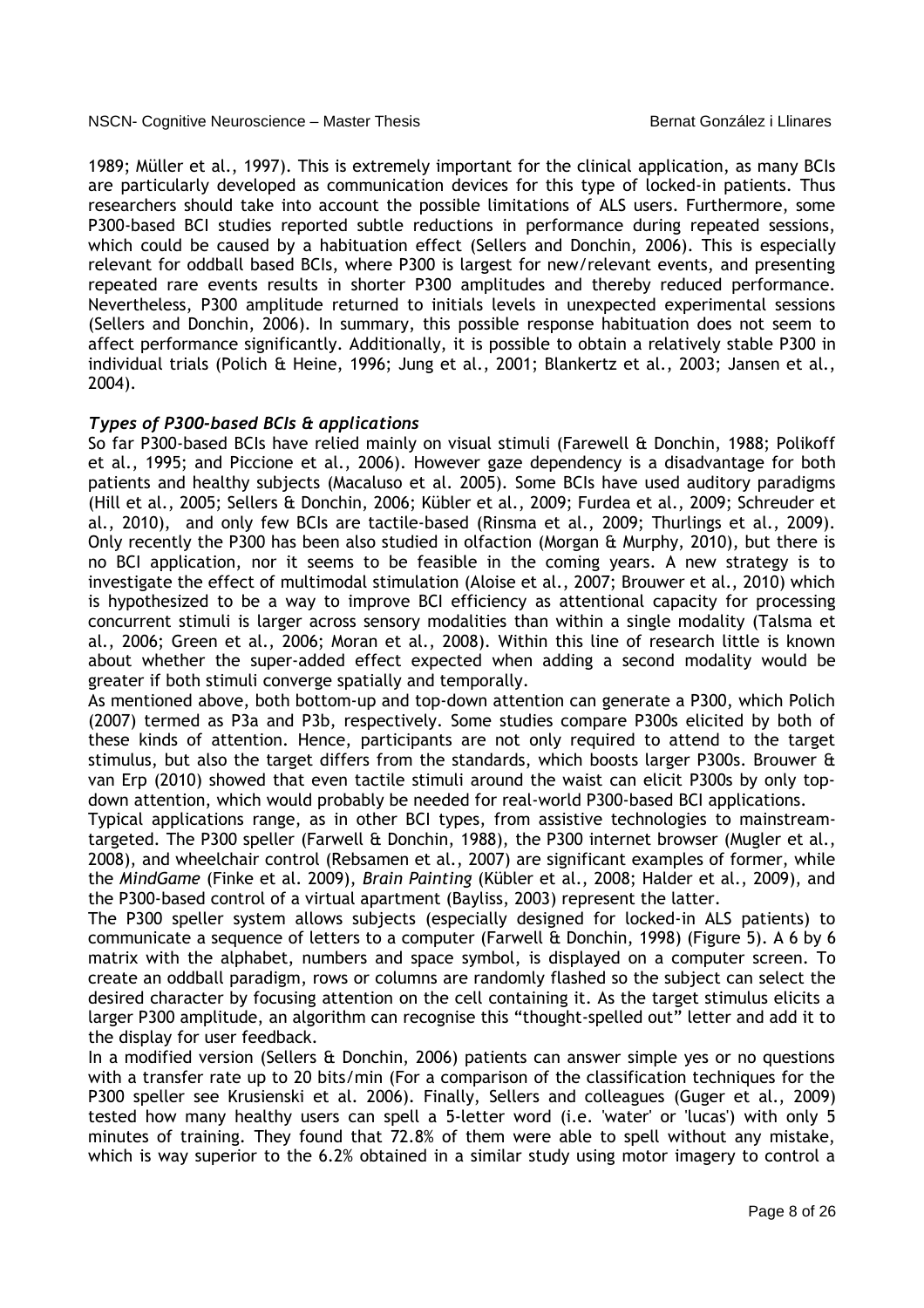1989; Müller et al., 1997). This is extremely important for the clinical application, as many BCIs are particularly developed as communication devices for this type of locked-in patients. Thus researchers should take into account the possible limitations of ALS users. Furthermore, some P300-based BCI studies reported subtle reductions in performance during repeated sessions, which could be caused by a habituation effect (Sellers and Donchin, 2006). This is especially relevant for oddball based BCIs, where P300 is largest for new/relevant events, and presenting repeated rare events results in shorter P300 amplitudes and thereby reduced performance. Nevertheless, P300 amplitude returned to initials levels in unexpected experimental sessions (Sellers and Donchin, 2006). In summary, this possible response habituation does not seem to affect performance significantly. Additionally, it is possible to obtain a relatively stable P300 in individual trials (Polich & Heine, 1996; Jung et al., 2001; Blankertz et al., 2003; Jansen et al., 2004).

### *Types of P300-based BCIs & applications*

So far P300-based BCIs have relied mainly on visual stimuli (Farewell & Donchin, 1988; Polikoff et al., 1995; and Piccione et al., 2006). However gaze dependency is a disadvantage for both patients and healthy subjects (Macaluso et al. 2005). Some BCIs have used auditory paradigms (Hill et al., 2005; Sellers & Donchin, 2006; Kübler et al., 2009; Furdea et al., 2009; Schreuder et al., 2010), and only few BCIs are tactile-based (Rinsma et al., 2009; Thurlings et al., 2009). Only recently the P300 has been also studied in olfaction (Morgan & Murphy, 2010), but there is no BCI application, nor it seems to be feasible in the coming years. A new strategy is to investigate the effect of multimodal stimulation (Aloise et al., 2007; Brouwer et al., 2010) which is hypothesized to be a way to improve BCI efficiency as attentional capacity for processing concurrent stimuli is larger across sensory modalities than within a single modality (Talsma et al., 2006; Green et al., 2006; Moran et al., 2008). Within this line of research little is known about whether the super-added effect expected when adding a second modality would be greater if both stimuli converge spatially and temporally.

As mentioned above, both bottom-up and top-down attention can generate a P300, which Polich (2007) termed as P3a and P3b, respectively. Some studies compare P300s elicited by both of these kinds of attention. Hence, participants are not only required to attend to the target stimulus, but also the target differs from the standards, which boosts larger P300s. Brouwer & van Erp (2010) showed that even tactile stimuli around the waist can elicit P300s by only top-down attention, which would probably be needed for real-world P300-based BCI applications.

Typical applications range, as in other BCI types, from assistive technologies to mainstream-targeted. The P300 speller (Farwell & Donchin, 1988), the P300 internet browser (Mugler et al., 2008), and wheelchair control (Rebsamen et al., 2007) are significant examples of former, while the *MindGame* (Finke et al. 2009), *Brain Painting* (Kübler et al., 2008; Halder et al., 2009), and the P300-based control of a virtual apartment (Bayliss, 2003) represent the latter.

The P300 speller system allows subjects (especially designed for locked-in ALS patients) to communicate a sequence of letters to a computer (Farwell & Donchin, 1998) (Figure 5). A 6 by 6 matrix with the alphabet, numbers and space symbol, is displayed on a computer screen. To create an oddball paradigm, rows or columns are randomly flashed so the subject can select the desired character by focusing attention on the cell containing it. As the target stimulus elicits a larger P300 amplitude, an algorithm can recognise this "thought-spelled out" letter and add it to the display for user feedback.

In a modified version (Sellers & Donchin, 2006) patients can answer simple yes or no questions with a transfer rate up to 20 bits/min (For a comparison of the classification techniques for the P300 speller see Krusienski et al. 2006). Finally, Sellers and colleagues (Guger et al., 2009) tested how many healthy users can spell a 5-letter word (i.e. 'water' or 'lucas') with only 5 minutes of training. They found that 72.8% of them were able to spell without any mistake, which is way superior to the 6.2% obtained in a similar study using motor imagery to control a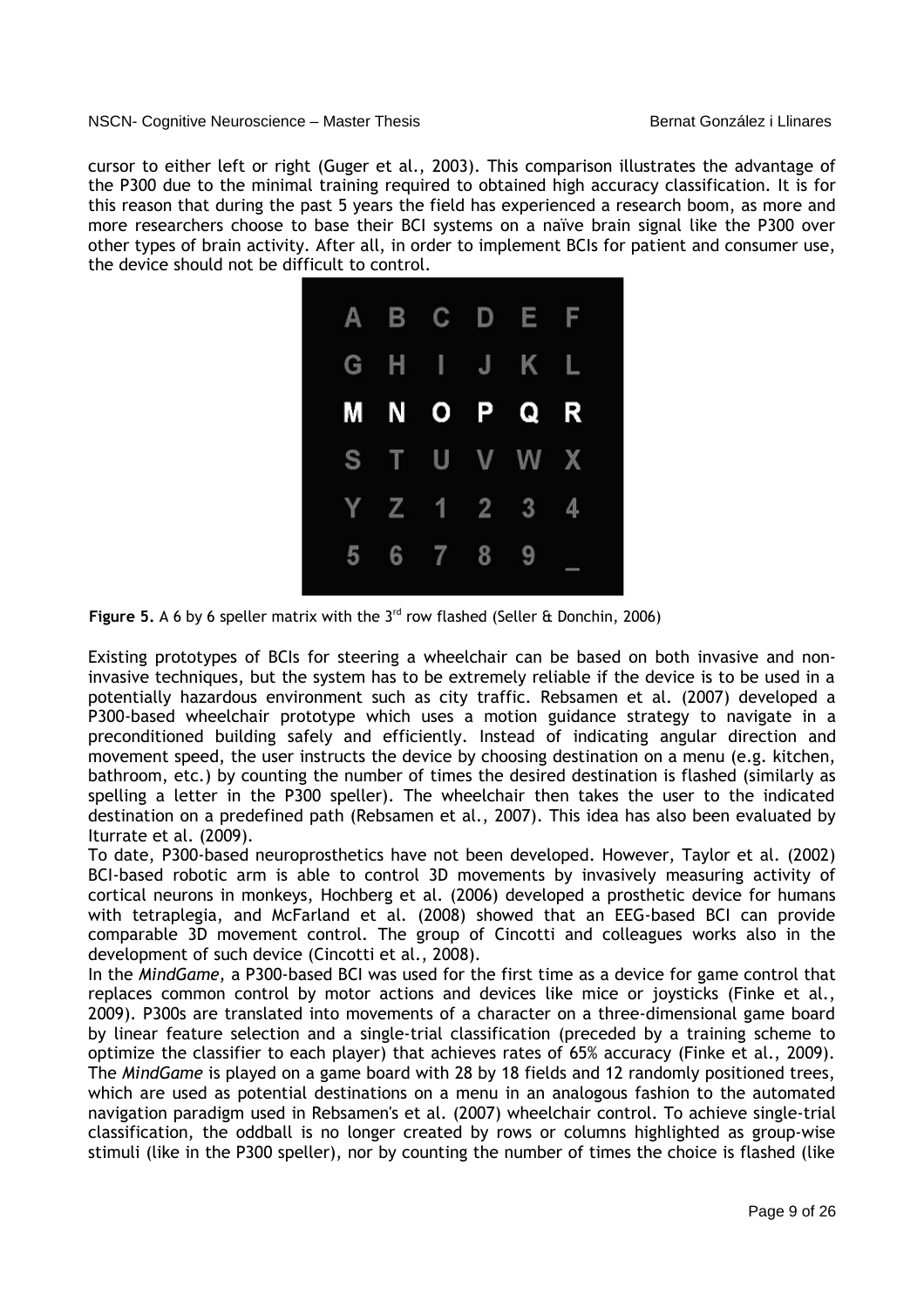cursor to either left or right (Guger et al., 2003). This comparison illustrates the advantage of the P300 due to the minimal training required to obtained high accuracy classification. It is for this reason that during the past 5 years the field has experienced a research boom, as more and more researchers choose to base their BCI systems on a naïve brain signal like the P300 over other types of brain activity. After all, in order to implement BCIs for patient and consumer use, the device should not be difficult to control.

**Figure 5.** A 6 by 6 speller matrix with the 3rd row flashed (Seller & Donchin, 2006)

Existing prototypes of BCIs for steering a wheelchair can be based on both invasive and non-invasive techniques, but the system has to be extremely reliable if the device is to be used in a potentially hazardous environment such as city traffic. Rebsamen et al. (2007) developed a P300-based wheelchair prototype which uses a motion guidance strategy to navigate in a preconditioned building safely and efficiently. Instead of indicating angular direction and movement speed, the user instructs the device by choosing destination on a menu (e.g. kitchen, bathroom, etc.) by counting the number of times the desired destination is flashed (similarly as spelling a letter in the P300 speller). The wheelchair then takes the user to the indicated destination on a predefined path (Rebsamen et al., 2007). This idea has also been evaluated by Iturrate et al. (2009).

To date, P300-based neuroprosthetics have not been developed. However, Taylor et al. (2002) BCI-based robotic arm is able to control 3D movements by invasively measuring activity of cortical neurons in monkeys, Hochberg et al. (2006) developed a prosthetic device for humans with tetraplegia, and McFarland et al. (2008) showed that an EEG-based BCI can provide comparable 3D movement control. The group of Cincotti and colleagues works also in the development of such device (Cincotti et al., 2008).

In the *MindGame,* a P300-based BCI was used for the first time as a device for game control that replaces common control by motor actions and devices like mice or joysticks (Finke et al., 2009). P300s are translated into movements of a character on a three-dimensional game board by linear feature selection and a single-trial classification (preceded by a training scheme to optimize the classifier to each player) that achieves rates of 65% accuracy (Finke et al., 2009). The *MindGame* is played on a game board with 28 by 18 fields and 12 randomly positioned trees, which are used as potential destinations on a menu in an analogous fashion to the automated navigation paradigm used in Rebsamen's et al. (2007) wheelchair control. To achieve single-trial classification, the oddball is no longer created by rows or columns highlighted as group-wise stimuli (like in the P300 speller), nor by counting the number of times the choice is flashed (like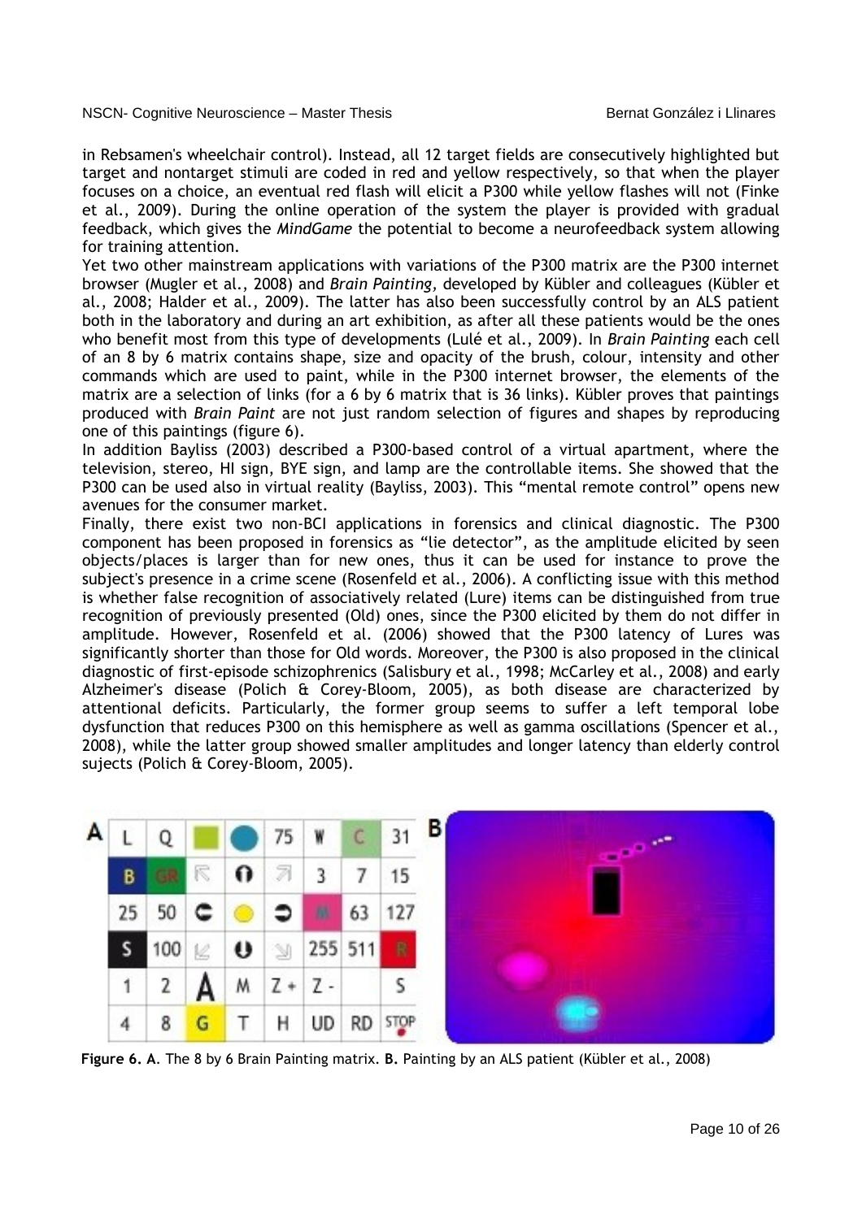in Rebsamen's wheelchair control). Instead, all 12 target fields are consecutively highlighted but target and nontarget stimuli are coded in red and yellow respectively, so that when the player focuses on a choice, an eventual red flash will elicit a P300 while yellow flashes will not (Finke et al., 2009). During the online operation of the system the player is provided with gradual feedback, which gives the *MindGame* the potential to become a neurofeedback system allowing for training attention.

Yet two other mainstream applications with variations of the P300 matrix are the P300 internet browser (Mugler et al., 2008) and *Brain Painting,* developed by Kübler and colleagues (Kübler et al., 2008; Halder et al., 2009). The latter has also been successfully control by an ALS patient both in the laboratory and during an art exhibition, as after all these patients would be the ones who benefit most from this type of developments (Lulé et al., 2009). In *Brain Painting* each cell of an 8 by 6 matrix contains shape, size and opacity of the brush, colour, intensity and other commands which are used to paint, while in the P300 internet browser, the elements of the matrix are a selection of links (for a 6 by 6 matrix that is 36 links). Kübler proves that paintings produced with *Brain Paint* are not just random selection of figures and shapes by reproducing one of this paintings (figure 6).

In addition Bayliss (2003) described a P300-based control of a virtual apartment, where the television, stereo, HI sign, BYE sign, and lamp are the controllable items. She showed that the P300 can be used also in virtual reality (Bayliss, 2003). This "mental remote control" opens new avenues for the consumer market.

Finally, there exist two non-BCI applications in forensics and clinical diagnostic. The P300 component has been proposed in forensics as "lie detector", as the amplitude elicited by seen objects/places is larger than for new ones, thus it can be used for instance to prove the subject's presence in a crime scene (Rosenfeld et al., 2006). A conflicting issue with this method is whether false recognition of associatively related (Lure) items can be distinguished from true recognition of previously presented (Old) ones, since the P300 elicited by them do not differ in amplitude. However, Rosenfeld et al. (2006) showed that the P300 latency of Lures was significantly shorter than those for Old words. Moreover, the P300 is also proposed in the clinical diagnostic of first-episode schizophrenics (Salisbury et al., 1998; McCarley et al., 2008) and early Alzheimer's disease (Polich & Corey-Bloom, 2005), as both disease are characterized by attentional deficits. Particularly, the former group seems to suffer a left temporal lobe dysfunction that reduces P300 on this hemisphere as well as gamma oscillations (Spencer et al., 2008), while the latter group showed smaller amplitudes and longer latency than elderly control sujects (Polich & Corey-Bloom, 2005).

**Figure 6. A**. The 8 by 6 Brain Painting matrix. **B.** Painting by an ALS patient (Kübler et al., 2008)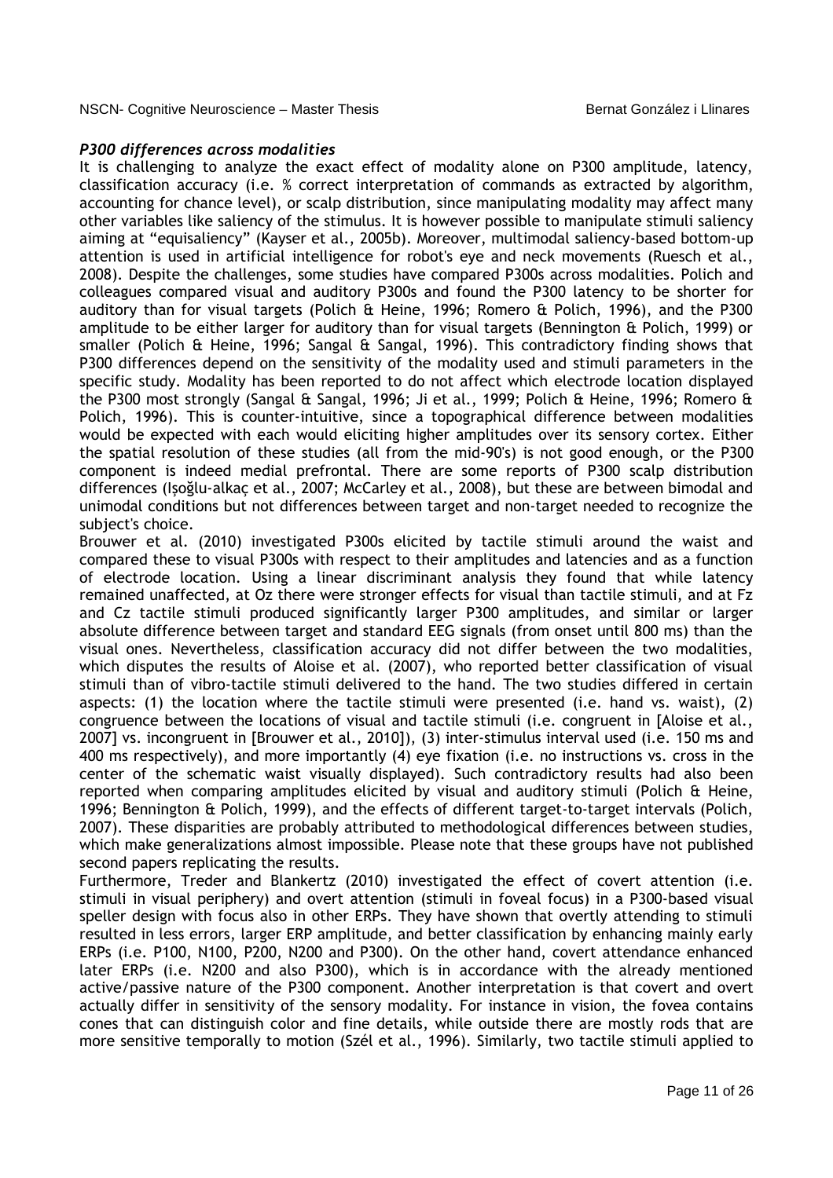### *P300 differences across modalities*

It is challenging to analyze the exact effect of modality alone on P300 amplitude, latency, classification accuracy (i.e. % correct interpretation of commands as extracted by algorithm, accounting for chance level), or scalp distribution, since manipulating modality may affect many other variables like saliency of the stimulus. It is however possible to manipulate stimuli saliency aiming at "equisaliency" (Kayser et al., 2005b). Moreover, multimodal saliency-based bottom-up attention is used in artificial intelligence for robot's eye and neck movements (Ruesch et al., 2008). Despite the challenges, some studies have compared P300s across modalities. Polich and colleagues compared visual and auditory P300s and found the P300 latency to be shorter for auditory than for visual targets (Polich & Heine, 1996; Romero & Polich, 1996), and the P300 amplitude to be either larger for auditory than for visual targets (Bennington & Polich, 1999) or smaller (Polich & Heine, 1996; Sangal & Sangal, 1996). This contradictory finding shows that P300 differences depend on the sensitivity of the modality used and stimuli parameters in the specific study. Modality has been reported to do not affect which electrode location displayed the P300 most strongly (Sangal & Sangal, 1996; Ji et al., 1999; Polich & Heine, 1996; Romero & Polich, 1996). This is counter-intuitive, since a topographical difference between modalities would be expected with each would eliciting higher amplitudes over its sensory cortex. Either the spatial resolution of these studies (all from the mid-90's) is not good enough, or the P300 component is indeed medial prefrontal. There are some reports of P300 scalp distribution differences (Işoğlu-alkaç et al., 2007; McCarley et al., 2008), but these are between bimodal and unimodal conditions but not differences between target and non-target needed to recognize the subject's choice.

Brouwer et al. (2010) investigated P300s elicited by tactile stimuli around the waist and compared these to visual P300s with respect to their amplitudes and latencies and as a function of electrode location. Using a linear discriminant analysis they found that while latency remained unaffected, at Oz there were stronger effects for visual than tactile stimuli, and at Fz and Cz tactile stimuli produced significantly larger P300 amplitudes, and similar or larger absolute difference between target and standard EEG signals (from onset until 800 ms) than the visual ones. Nevertheless, classification accuracy did not differ between the two modalities, which disputes the results of Aloise et al. (2007), who reported better classification of visual stimuli than of vibro-tactile stimuli delivered to the hand. The two studies differed in certain aspects: (1) the location where the tactile stimuli were presented (i.e. hand vs. waist), (2) congruence between the locations of visual and tactile stimuli (i.e. congruent in [Aloise et al., 2007] vs. incongruent in [Brouwer et al., 2010]), (3) inter-stimulus interval used (i.e. 150 ms and 400 ms respectively), and more importantly (4) eye fixation (i.e. no instructions vs. cross in the center of the schematic waist visually displayed). Such contradictory results had also been reported when comparing amplitudes elicited by visual and auditory stimuli (Polich & Heine, 1996; Bennington & Polich, 1999), and the effects of different target-to-target intervals (Polich, 2007). These disparities are probably attributed to methodological differences between studies, which make generalizations almost impossible. Please note that these groups have not published second papers replicating the results.

Furthermore, Treder and Blankertz (2010) investigated the effect of covert attention (i.e. stimuli in visual periphery) and overt attention (stimuli in foveal focus) in a P300-based visual speller design with focus also in other ERPs. They have shown that overtly attending to stimuli resulted in less errors, larger ERP amplitude, and better classification by enhancing mainly early ERPs (i.e. P100, N100, P200, N200 and P300). On the other hand, covert attendance enhanced later ERPs (i.e. N200 and also P300), which is in accordance with the already mentioned active/passive nature of the P300 component. Another interpretation is that covert and overt actually differ in sensitivity of the sensory modality. For instance in vision, the fovea contains cones that can distinguish color and fine details, while outside there are mostly rods that are more sensitive temporally to motion (Szél et al., 1996). Similarly, two tactile stimuli applied to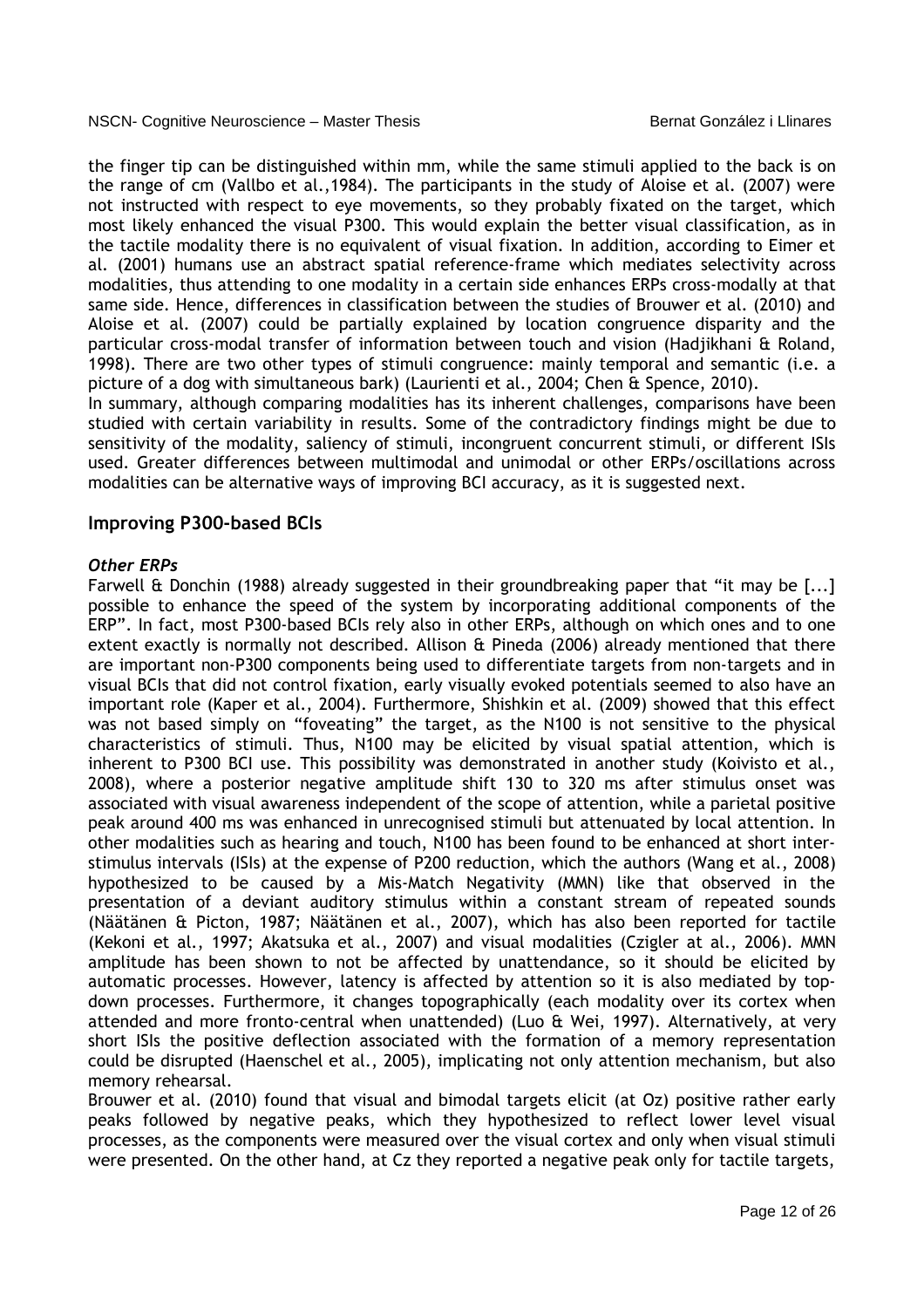the finger tip can be distinguished within mm, while the same stimuli applied to the back is on the range of cm (Vallbo et al.,1984). The participants in the study of Aloise et al. (2007) were not instructed with respect to eye movements, so they probably fixated on the target, which most likely enhanced the visual P300. This would explain the better visual classification, as in the tactile modality there is no equivalent of visual fixation. In addition, according to Eimer et al. (2001) humans use an abstract spatial reference-frame which mediates selectivity across modalities, thus attending to one modality in a certain side enhances ERPs cross-modally at that same side. Hence, differences in classification between the studies of Brouwer et al. (2010) and Aloise et al. (2007) could be partially explained by location congruence disparity and the particular cross-modal transfer of information between touch and vision (Hadjikhani & Roland, 1998). There are two other types of stimuli congruence: mainly temporal and semantic (i.e. a picture of a dog with simultaneous bark) (Laurienti et al., 2004; Chen & Spence, 2010).
In summary, although comparing modalities has its inherent challenges, comparisons have been studied with certain variability in results. Some of the contradictory findings might be due to sensitivity of the modality, saliency of stimuli, incongruent concurrent stimuli, or different ISIs used. Greater differences between multimodal and unimodal or other ERPs/oscillations across modalities can be alternative ways of improving BCI accuracy, as it is suggested next.

## Improving P300-based BCIs

### *Other ERPs*

Farwell & Donchin (1988) already suggested in their groundbreaking paper that "it may be [...] possible to enhance the speed of the system by incorporating additional components of the ERP". In fact, most P300-based BCIs rely also in other ERPs, although on which ones and to one extent exactly is normally not described. Allison & Pineda (2006) already mentioned that there are important non-P300 components being used to differentiate targets from non-targets and in visual BCIs that did not control fixation, early visually evoked potentials seemed to also have an important role (Kaper et al., 2004). Furthermore, Shishkin et al. (2009) showed that this effect was not based simply on "foveating" the target, as the N100 is not sensitive to the physical characteristics of stimuli. Thus, N100 may be elicited by visual spatial attention, which is inherent to P300 BCI use. This possibility was demonstrated in another study (Koivisto et al., 2008), where a posterior negative amplitude shift 130 to 320 ms after stimulus onset was associated with visual awareness independent of the scope of attention, while a parietal positive peak around 400 ms was enhanced in unrecognised stimuli but attenuated by local attention. In other modalities such as hearing and touch, N100 has been found to be enhanced at short inter-stimulus intervals (ISIs) at the expense of P200 reduction, which the authors (Wang et al., 2008) hypothesized to be caused by a Mis-Match Negativity (MMN) like that observed in the presentation of a deviant auditory stimulus within a constant stream of repeated sounds (Näätänen & Picton, 1987; Näätänen et al., 2007), which has also been reported for tactile (Kekoni et al., 1997; Akatsuka et al., 2007) and visual modalities (Czigler at al., 2006). MMN amplitude has been shown to not be affected by unattendance, so it should be elicited by automatic processes. However, latency is affected by attention so it is also mediated by top-down processes. Furthermore, it changes topographically (each modality over its cortex when attended and more fronto-central when unattended) (Luo & Wei, 1997). Alternatively, at very short ISIs the positive deflection associated with the formation of a memory representation could be disrupted (Haenschel et al., 2005), implicating not only attention mechanism, but also memory rehearsal.
Brouwer et al. (2010) found that visual and bimodal targets elicit (at Oz) positive rather early peaks followed by negative peaks, which they hypothesized to reflect lower level visual processes, as the components were measured over the visual cortex and only when visual stimuli were presented. On the other hand, at Cz they reported a negative peak only for tactile targets,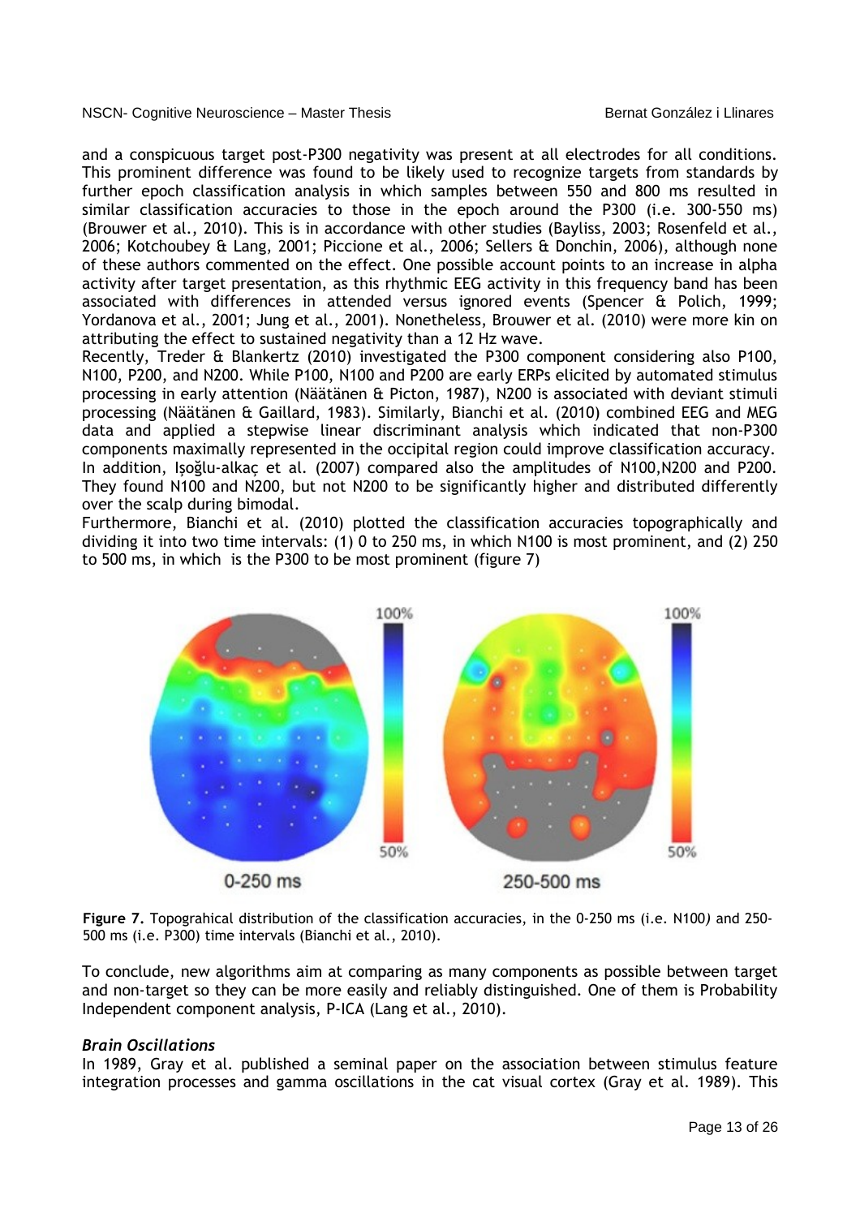and a conspicuous target post-P300 negativity was present at all electrodes for all conditions. This prominent difference was found to be likely used to recognize targets from standards by further epoch classification analysis in which samples between 550 and 800 ms resulted in similar classification accuracies to those in the epoch around the P300 (i.e. 300-550 ms) (Brouwer et al., 2010). This is in accordance with other studies (Bayliss, 2003; Rosenfeld et al., 2006; Kotchoubey & Lang, 2001; Piccione et al., 2006; Sellers & Donchin, 2006), although none of these authors commented on the effect. One possible account points to an increase in alpha activity after target presentation, as this rhythmic EEG activity in this frequency band has been associated with differences in attended versus ignored events (Spencer & Polich, 1999; Yordanova et al., 2001; Jung et al., 2001). Nonetheless, Brouwer et al. (2010) were more kin on attributing the effect to sustained negativity than a 12 Hz wave.

Recently, Treder & Blankertz (2010) investigated the P300 component considering also P100, N100, P200, and N200. While P100, N100 and P200 are early ERPs elicited by automated stimulus processing in early attention (Näätänen & Picton, 1987), N200 is associated with deviant stimuli processing (Näätänen & Gaillard, 1983). Similarly, Bianchi et al. (2010) combined EEG and MEG data and applied a stepwise linear discriminant analysis which indicated that non-P300 components maximally represented in the occipital region could improve classification accuracy. In addition, Işoğlu-alkaç et al. (2007) compared also the amplitudes of N100,N200 and P200. They found N100 and N200, but not N200 to be significantly higher and distributed differently over the scalp during bimodal.

Furthermore, Bianchi et al. (2010) plotted the classification accuracies topographically and dividing it into two time intervals: (1) 0 to 250 ms, in which N100 is most prominent, and (2) 250 to 500 ms, in which is the P300 to be most prominent (figure 7)

**Figure 7.** Topograhical distribution of the classification accuracies, in the 0-250 ms (i.e. N100) and 250-500 ms (i.e. P300) time intervals (Bianchi et al., 2010).

To conclude, new algorithms aim at comparing as many components as possible between target and non-target so they can be more easily and reliably distinguished. One of them is Probability Independent component analysis, P-ICA (Lang et al., 2010).

### *Brain Oscillations*

In 1989, Gray et al. published a seminal paper on the association between stimulus feature integration processes and gamma oscillations in the cat visual cortex (Gray et al. 1989). This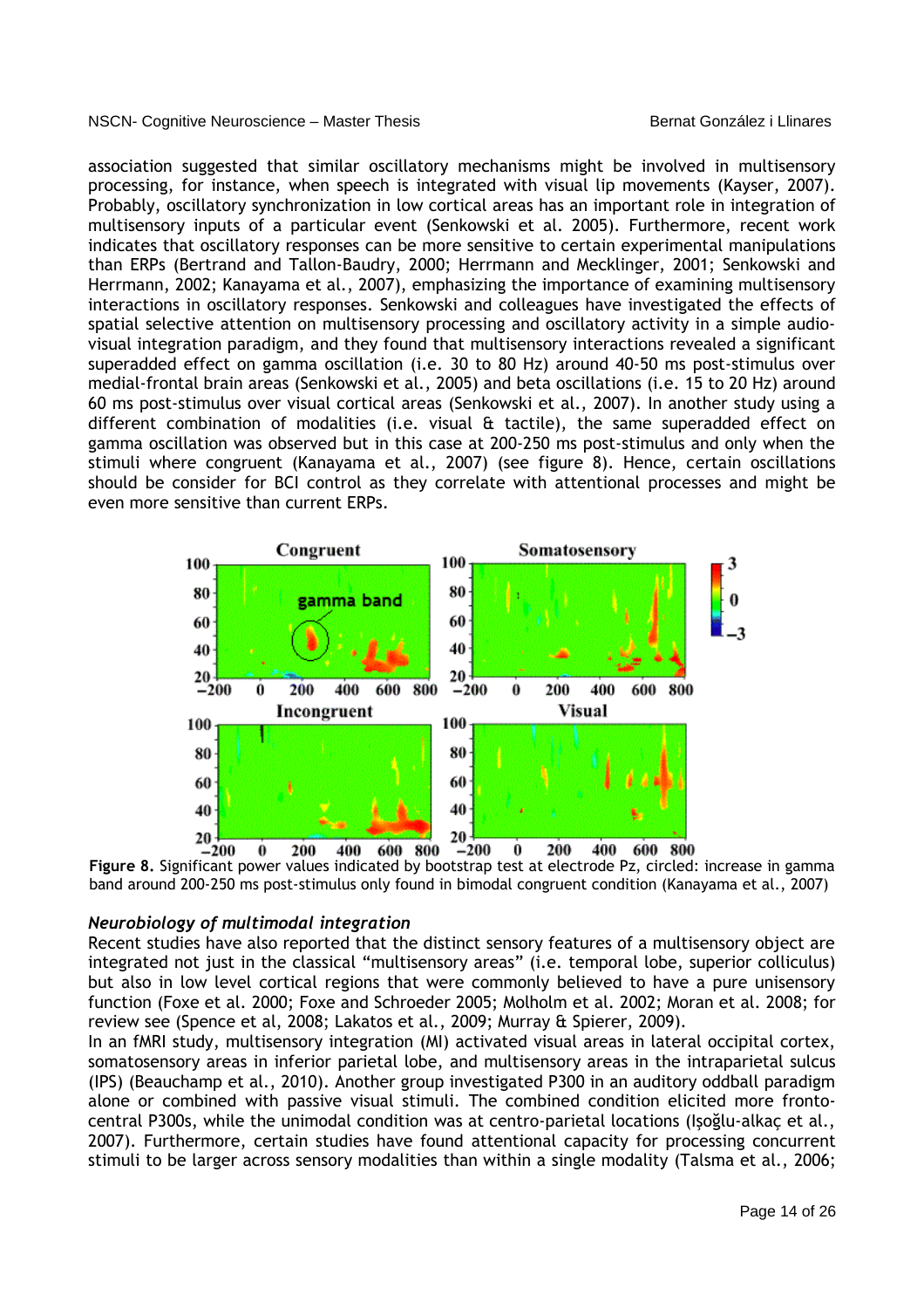association suggested that similar oscillatory mechanisms might be involved in multisensory processing, for instance, when speech is integrated with visual lip movements (Kayser, 2007). Probably, oscillatory synchronization in low cortical areas has an important role in integration of multisensory inputs of a particular event (Senkowski et al. 2005). Furthermore, recent work indicates that oscillatory responses can be more sensitive to certain experimental manipulations than ERPs (Bertrand and Tallon-Baudry, 2000; Herrmann and Mecklinger, 2001; Senkowski and Herrmann, 2002; Kanayama et al., 2007), emphasizing the importance of examining multisensory interactions in oscillatory responses. Senkowski and colleagues have investigated the effects of spatial selective attention on multisensory processing and oscillatory activity in a simple audio-visual integration paradigm, and they found that multisensory interactions revealed a significant superadded effect on gamma oscillation (i.e. 30 to 80 Hz) around 40-50 ms post-stimulus over medial-frontal brain areas (Senkowski et al., 2005) and beta oscillations (i.e. 15 to 20 Hz) around 60 ms post-stimulus over visual cortical areas (Senkowski et al., 2007). In another study using a different combination of modalities (i.e. visual & tactile), the same superadded effect on gamma oscillation was observed but in this case at 200-250 ms post-stimulus and only when the stimuli where congruent (Kanayama et al., 2007) (see figure 8). Hence, certain oscillations should be consider for BCI control as they correlate with attentional processes and might be even more sensitive than current ERPs.

**Figure 8.** Significant power values indicated by bootstrap test at electrode Pz, circled: increase in gamma band around 200-250 ms post-stimulus only found in bimodal congruent condition (Kanayama et al., 2007)

### *Neurobiology of multimodal integration*

Recent studies have also reported that the distinct sensory features of a multisensory object are integrated not just in the classical "multisensory areas" (i.e. temporal lobe, superior colliculus) but also in low level cortical regions that were commonly believed to have a pure unisensory function (Foxe et al. 2000; Foxe and Schroeder 2005; Molholm et al. 2002; Moran et al. 2008; for review see (Spence et al, 2008; Lakatos et al., 2009; Murray & Spierer, 2009).

In an fMRI study, multisensory integration (MI) activated visual areas in lateral occipital cortex, somatosensory areas in inferior parietal lobe, and multisensory areas in the intraparietal sulcus (IPS) (Beauchamp et al., 2010). Another group investigated P300 in an auditory oddball paradigm alone or combined with passive visual stimuli. The combined condition elicited more fronto-central P300s, while the unimodal condition was at centro-parietal locations (Işoğlu-alkaç et al., 2007). Furthermore, certain studies have found attentional capacity for processing concurrent stimuli to be larger across sensory modalities than within a single modality (Talsma et al., 2006;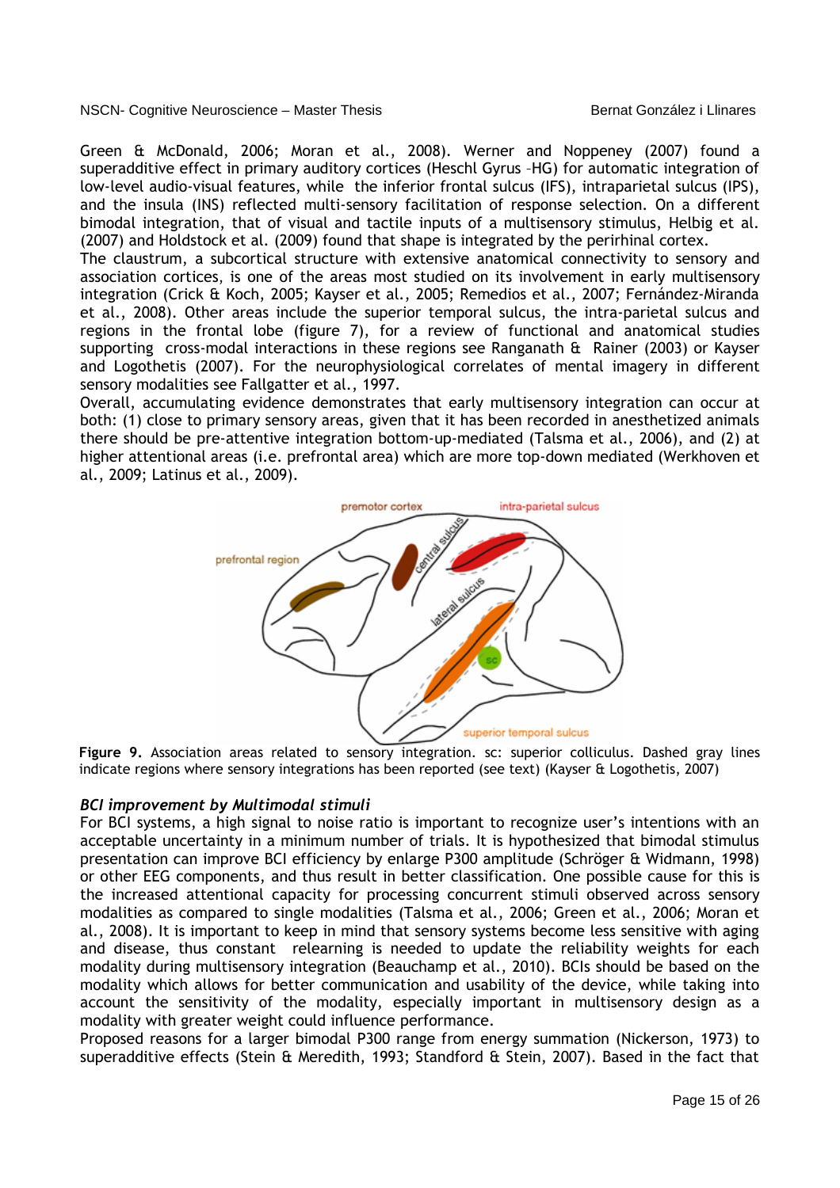Green & McDonald, 2006; Moran et al., 2008). Werner and Noppeney (2007) found a superadditive effect in primary auditory cortices (Heschl Gyrus –HG) for automatic integration of low-level audio-visual features, while the inferior frontal sulcus (IFS), intraparietal sulcus (IPS), and the insula (INS) reflected multi-sensory facilitation of response selection. On a different bimodal integration, that of visual and tactile inputs of a multisensory stimulus, Helbig et al. (2007) and Holdstock et al. (2009) found that shape is integrated by the perirhinal cortex.
The claustrum, a subcortical structure with extensive anatomical connectivity to sensory and association cortices, is one of the areas most studied on its involvement in early multisensory integration (Crick & Koch, 2005; Kayser et al., 2005; Remedios et al., 2007; Fernández-Miranda et al., 2008). Other areas include the superior temporal sulcus, the intra-parietal sulcus and regions in the frontal lobe (figure 7), for a review of functional and anatomical studies supporting cross-modal interactions in these regions see Ranganath & Rainer (2003) or Kayser and Logothetis (2007). For the neurophysiological correlates of mental imagery in different sensory modalities see Fallgatter et al., 1997.
Overall, accumulating evidence demonstrates that early multisensory integration can occur at both: (1) close to primary sensory areas, given that it has been recorded in anesthetized animals there should be pre-attentive integration bottom-up-mediated (Talsma et al., 2006), and (2) at higher attentional areas (i.e. prefrontal area) which are more top-down mediated (Werkhoven et al., 2009; Latinus et al., 2009).

**Figure 9.** Association areas related to sensory integration. sc: superior colliculus. Dashed gray lines indicate regions where sensory integrations has been reported (see text) (Kayser & Logothetis, 2007)

### *BCI improvement by Multimodal stimuli*

For BCI systems, a high signal to noise ratio is important to recognize user's intentions with an acceptable uncertainty in a minimum number of trials. It is hypothesized that bimodal stimulus presentation can improve BCI efficiency by enlarge P300 amplitude (Schröger & Widmann, 1998) or other EEG components, and thus result in better classification. One possible cause for this is the increased attentional capacity for processing concurrent stimuli observed across sensory modalities as compared to single modalities (Talsma et al., 2006; Green et al., 2006; Moran et al., 2008). It is important to keep in mind that sensory systems become less sensitive with aging and disease, thus constant relearning is needed to update the reliability weights for each modality during multisensory integration (Beauchamp et al., 2010). BCIs should be based on the modality which allows for better communication and usability of the device, while taking into account the sensitivity of the modality, especially important in multisensory design as a modality with greater weight could influence performance.
Proposed reasons for a larger bimodal P300 range from energy summation (Nickerson, 1973) to superadditive effects (Stein & Meredith, 1993; Standford & Stein, 2007). Based in the fact that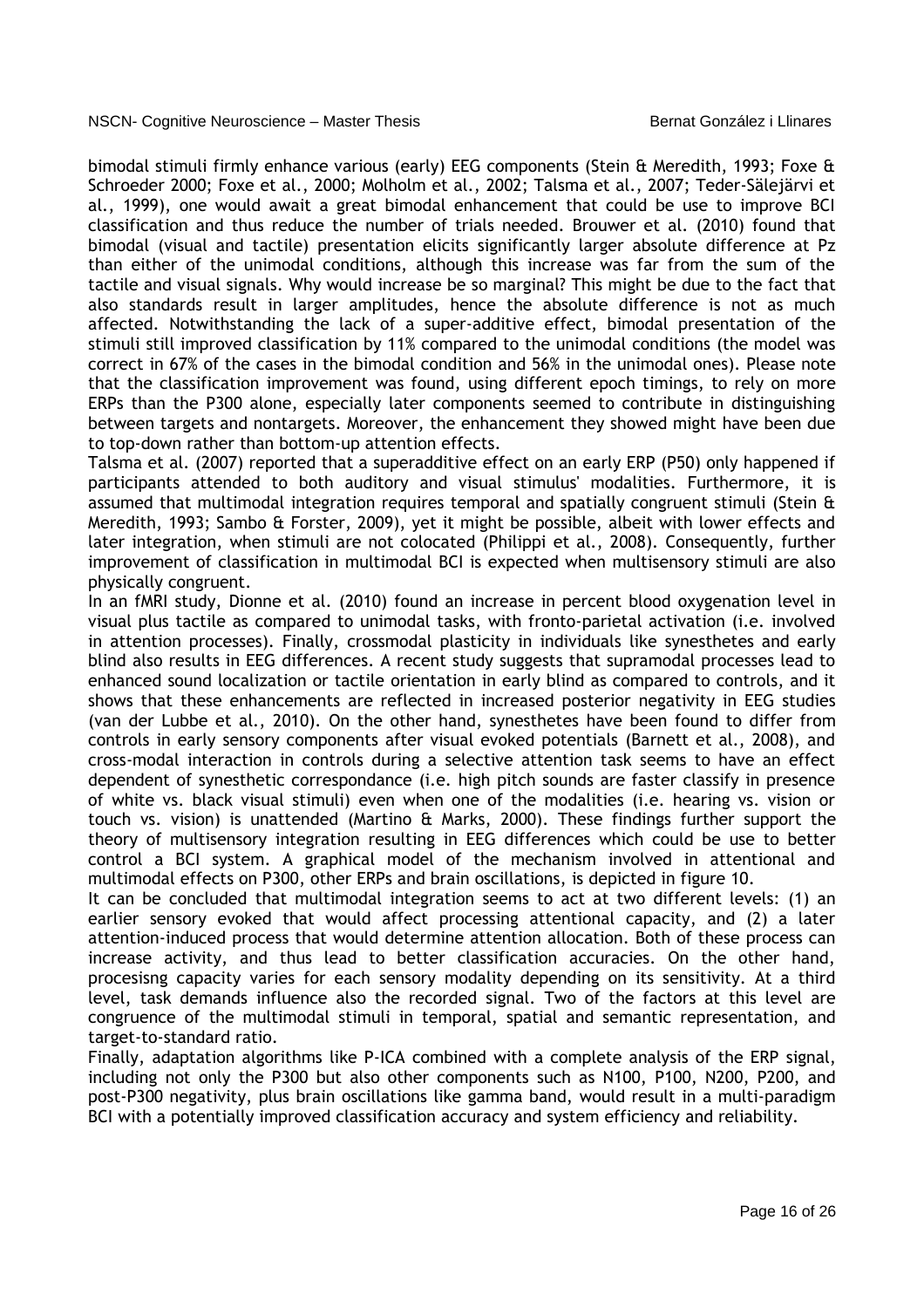bimodal stimuli firmly enhance various (early) EEG components (Stein & Meredith, 1993; Foxe & Schroeder 2000; Foxe et al., 2000; Molholm et al., 2002; Talsma et al., 2007; Teder-Sälejärvi et al., 1999), one would await a great bimodal enhancement that could be use to improve BCI classification and thus reduce the number of trials needed. Brouwer et al. (2010) found that bimodal (visual and tactile) presentation elicits significantly larger absolute difference at Pz than either of the unimodal conditions, although this increase was far from the sum of the tactile and visual signals. Why would increase be so marginal? This might be due to the fact that also standards result in larger amplitudes, hence the absolute difference is not as much affected. Notwithstanding the lack of a super-additive effect, bimodal presentation of the stimuli still improved classification by 11% compared to the unimodal conditions (the model was correct in 67% of the cases in the bimodal condition and 56% in the unimodal ones). Please note that the classification improvement was found, using different epoch timings, to rely on more ERPs than the P300 alone, especially later components seemed to contribute in distinguishing between targets and nontargets. Moreover, the enhancement they showed might have been due to top-down rather than bottom-up attention effects.

Talsma et al. (2007) reported that a superadditive effect on an early ERP (P50) only happened if participants attended to both auditory and visual stimulus' modalities. Furthermore, it is assumed that multimodal integration requires temporal and spatially congruent stimuli (Stein & Meredith, 1993; Sambo & Forster, 2009), yet it might be possible, albeit with lower effects and later integration, when stimuli are not colocated (Philippi et al., 2008). Consequently, further improvement of classification in multimodal BCI is expected when multisensory stimuli are also physically congruent.

In an fMRI study, Dionne et al. (2010) found an increase in percent blood oxygenation level in visual plus tactile as compared to unimodal tasks, with fronto-parietal activation (i.e. involved in attention processes). Finally, crossmodal plasticity in individuals like synesthetes and early blind also results in EEG differences. A recent study suggests that supramodal processes lead to enhanced sound localization or tactile orientation in early blind as compared to controls, and it shows that these enhancements are reflected in increased posterior negativity in EEG studies (van der Lubbe et al., 2010). On the other hand, synesthetes have been found to differ from controls in early sensory components after visual evoked potentials (Barnett et al., 2008), and cross-modal interaction in controls during a selective attention task seems to have an effect dependent of synesthetic correspondance (i.e. high pitch sounds are faster classify in presence of white vs. black visual stimuli) even when one of the modalities (i.e. hearing vs. vision or touch vs. vision) is unattended (Martino & Marks, 2000). These findings further support the theory of multisensory integration resulting in EEG differences which could be use to better control a BCI system. A graphical model of the mechanism involved in attentional and multimodal effects on P300, other ERPs and brain oscillations, is depicted in figure 10.

It can be concluded that multimodal integration seems to act at two different levels: (1) an earlier sensory evoked that would affect processing attentional capacity, and (2) a later attention-induced process that would determine attention allocation. Both of these process can increase activity, and thus lead to better classification accuracies. On the other hand, procesisng capacity varies for each sensory modality depending on its sensitivity. At a third level, task demands influence also the recorded signal. Two of the factors at this level are congruence of the multimodal stimuli in temporal, spatial and semantic representation, and target-to-standard ratio.

Finally, adaptation algorithms like P-ICA combined with a complete analysis of the ERP signal, including not only the P300 but also other components such as N100, P100, N200, P200, and post-P300 negativity, plus brain oscillations like gamma band, would result in a multi-paradigm BCI with a potentially improved classification accuracy and system efficiency and reliability.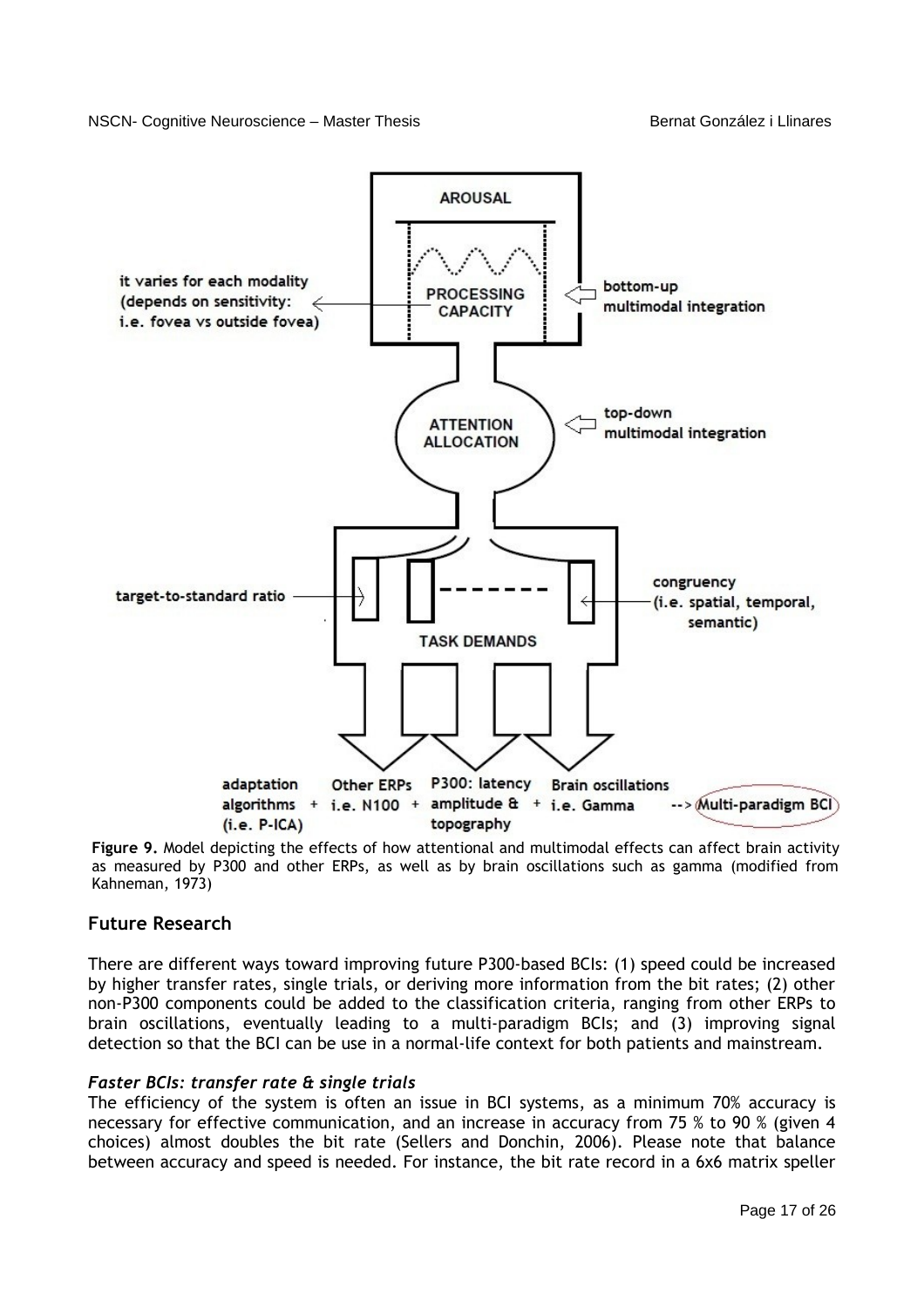**Figure 9.** Model depicting the effects of how attentional and multimodal effects can affect brain activity as measured by P300 and other ERPs, as well as by brain oscillations such as gamma (modified from Kahneman, 1973)

## Future Research

There are different ways toward improving future P300-based BCIs: (1) speed could be increased by higher transfer rates, single trials, or deriving more information from the bit rates; (2) other non-P300 components could be added to the classification criteria, ranging from other ERPs to brain oscillations, eventually leading to a multi-paradigm BCIs; and (3) improving signal detection so that the BCI can be use in a normal-life context for both patients and mainstream.

### *Faster BCIs: transfer rate & single trials*

The efficiency of the system is often an issue in BCI systems, as a minimum 70% accuracy is necessary for effective communication, and an increase in accuracy from 75 % to 90 % (given 4 choices) almost doubles the bit rate (Sellers and Donchin, 2006). Please note that balance between accuracy and speed is needed. For instance, the bit rate record in a 6x6 matrix speller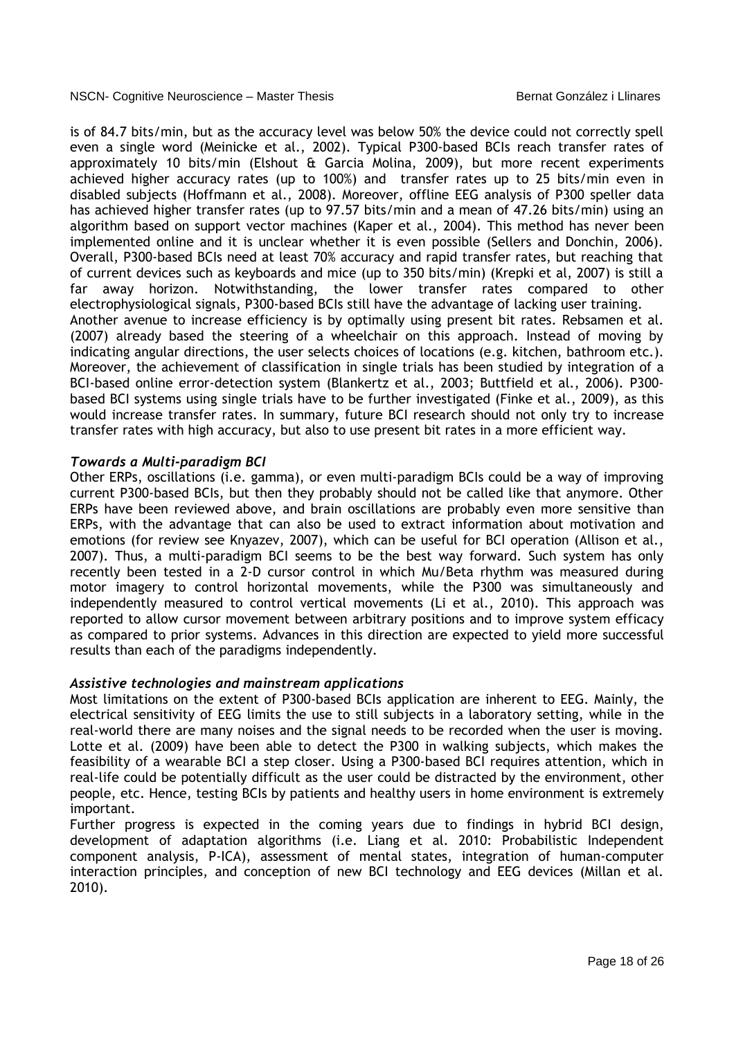is of 84.7 bits/min, but as the accuracy level was below 50% the device could not correctly spell even a single word (Meinicke et al., 2002). Typical P300-based BCIs reach transfer rates of approximately 10 bits/min (Elshout & Garcia Molina, 2009), but more recent experiments achieved higher accuracy rates (up to 100%) and transfer rates up to 25 bits/min even in disabled subjects (Hoffmann et al., 2008). Moreover, offline EEG analysis of P300 speller data has achieved higher transfer rates (up to 97.57 bits/min and a mean of 47.26 bits/min) using an algorithm based on support vector machines (Kaper et al., 2004). This method has never been implemented online and it is unclear whether it is even possible (Sellers and Donchin, 2006). Overall, P300-based BCIs need at least 70% accuracy and rapid transfer rates, but reaching that of current devices such as keyboards and mice (up to 350 bits/min) (Krepki et al, 2007) is still a far away horizon. Notwithstanding, the lower transfer rates compared to other electrophysiological signals, P300-based BCIs still have the advantage of lacking user training.
Another avenue to increase efficiency is by optimally using present bit rates. Rebsamen et al. (2007) already based the steering of a wheelchair on this approach. Instead of moving by indicating angular directions, the user selects choices of locations (e.g. kitchen, bathroom etc.). Moreover, the achievement of classification in single trials has been studied by integration of a BCI-based online error-detection system (Blankertz et al., 2003; Buttfield et al., 2006). P300-based BCI systems using single trials have to be further investigated (Finke et al., 2009), as this would increase transfer rates. In summary, future BCI research should not only try to increase transfer rates with high accuracy, but also to use present bit rates in a more efficient way.

### *Towards a Multi-paradigm BCI*

Other ERPs, oscillations (i.e. gamma), or even multi-paradigm BCIs could be a way of improving current P300-based BCIs, but then they probably should not be called like that anymore. Other ERPs have been reviewed above, and brain oscillations are probably even more sensitive than ERPs, with the advantage that can also be used to extract information about motivation and emotions (for review see Knyazev, 2007), which can be useful for BCI operation (Allison et al., 2007). Thus, a multi-paradigm BCI seems to be the best way forward. Such system has only recently been tested in a 2-D cursor control in which Mu/Beta rhythm was measured during motor imagery to control horizontal movements, while the P300 was simultaneously and independently measured to control vertical movements (Li et al., 2010). This approach was reported to allow cursor movement between arbitrary positions and to improve system efficacy as compared to prior systems. Advances in this direction are expected to yield more successful results than each of the paradigms independently.

### *Assistive technologies and mainstream applications*

Most limitations on the extent of P300-based BCIs application are inherent to EEG. Mainly, the electrical sensitivity of EEG limits the use to still subjects in a laboratory setting, while in the real-world there are many noises and the signal needs to be recorded when the user is moving. Lotte et al. (2009) have been able to detect the P300 in walking subjects, which makes the feasibility of a wearable BCI a step closer. Using a P300-based BCI requires attention, which in real-life could be potentially difficult as the user could be distracted by the environment, other people, etc. Hence, testing BCIs by patients and healthy users in home environment is extremely important.
Further progress is expected in the coming years due to findings in hybrid BCI design, development of adaptation algorithms (i.e. Liang et al. 2010: Probabilistic Independent component analysis, P-ICA), assessment of mental states, integration of human-computer interaction principles, and conception of new BCI technology and EEG devices (Millan et al. 2010).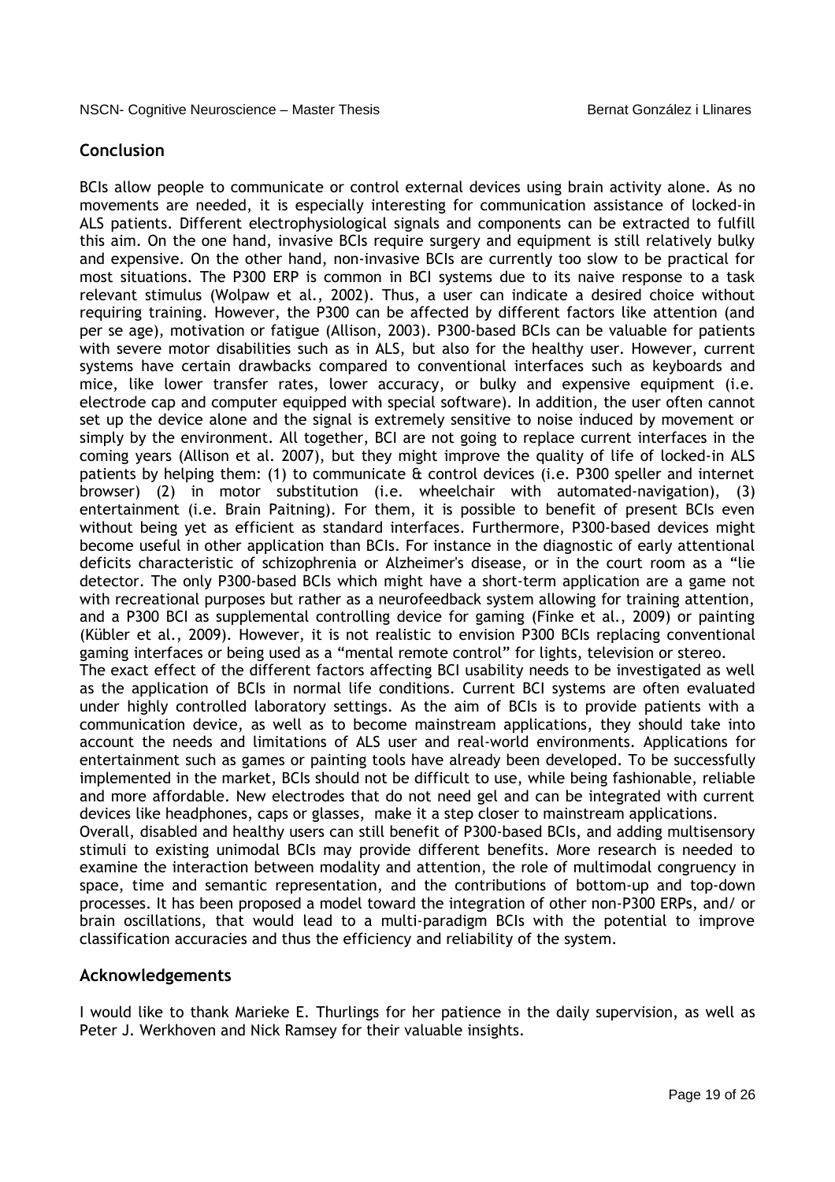## Conclusion

BCIs allow people to communicate or control external devices using brain activity alone. As no movements are needed, it is especially interesting for communication assistance of locked-in ALS patients. Different electrophysiological signals and components can be extracted to fulfill this aim. On the one hand, invasive BCIs require surgery and equipment is still relatively bulky and expensive. On the other hand, non-invasive BCIs are currently too slow to be practical for most situations. The P300 ERP is common in BCI systems due to its naive response to a task relevant stimulus (Wolpaw et al., 2002). Thus, a user can indicate a desired choice without requiring training. However, the P300 can be affected by different factors like attention (and per se age), motivation or fatigue (Allison, 2003). P300-based BCIs can be valuable for patients with severe motor disabilities such as in ALS, but also for the healthy user. However, current systems have certain drawbacks compared to conventional interfaces such as keyboards and mice, like lower transfer rates, lower accuracy, or bulky and expensive equipment (i.e. electrode cap and computer equipped with special software). In addition, the user often cannot set up the device alone and the signal is extremely sensitive to noise induced by movement or simply by the environment. All together, BCI are not going to replace current interfaces in the coming years (Allison et al. 2007), but they might improve the quality of life of locked-in ALS patients by helping them: (1) to communicate & control devices (i.e. P300 speller and internet browser) (2) in motor substitution (i.e. wheelchair with automated-navigation), (3) entertainment (i.e. Brain Paitning). For them, it is possible to benefit of present BCIs even without being yet as efficient as standard interfaces. Furthermore, P300-based devices might become useful in other application than BCIs. For instance in the diagnostic of early attentional deficits characteristic of schizophrenia or Alzheimer's disease, or in the court room as a "lie detector. The only P300-based BCIs which might have a short-term application are a game not with recreational purposes but rather as a neurofeedback system allowing for training attention, and a P300 BCI as supplemental controlling device for gaming (Finke et al., 2009) or painting (Kübler et al., 2009). However, it is not realistic to envision P300 BCIs replacing conventional gaming interfaces or being used as a "mental remote control" for lights, television or stereo.

The exact effect of the different factors affecting BCI usability needs to be investigated as well as the application of BCIs in normal life conditions. Current BCI systems are often evaluated under highly controlled laboratory settings. As the aim of BCIs is to provide patients with a communication device, as well as to become mainstream applications, they should take into account the needs and limitations of ALS user and real-world environments. Applications for entertainment such as games or painting tools have already been developed. To be successfully implemented in the market, BCIs should not be difficult to use, while being fashionable, reliable and more affordable. New electrodes that do not need gel and can be integrated with current devices like headphones, caps or glasses, make it a step closer to mainstream applications.

Overall, disabled and healthy users can still benefit of P300-based BCIs, and adding multisensory stimuli to existing unimodal BCIs may provide different benefits. More research is needed to examine the interaction between modality and attention, the role of multimodal congruency in space, time and semantic representation, and the contributions of bottom-up and top-down processes. It has been proposed a model toward the integration of other non-P300 ERPs, and/ or brain oscillations, that would lead to a multi-paradigm BCIs with the potential to improve classification accuracies and thus the efficiency and reliability of the system.

## Acknowledgements

I would like to thank Marieke E. Thurlings for her patience in the daily supervision, as well as Peter J. Werkhoven and Nick Ramsey for their valuable insights.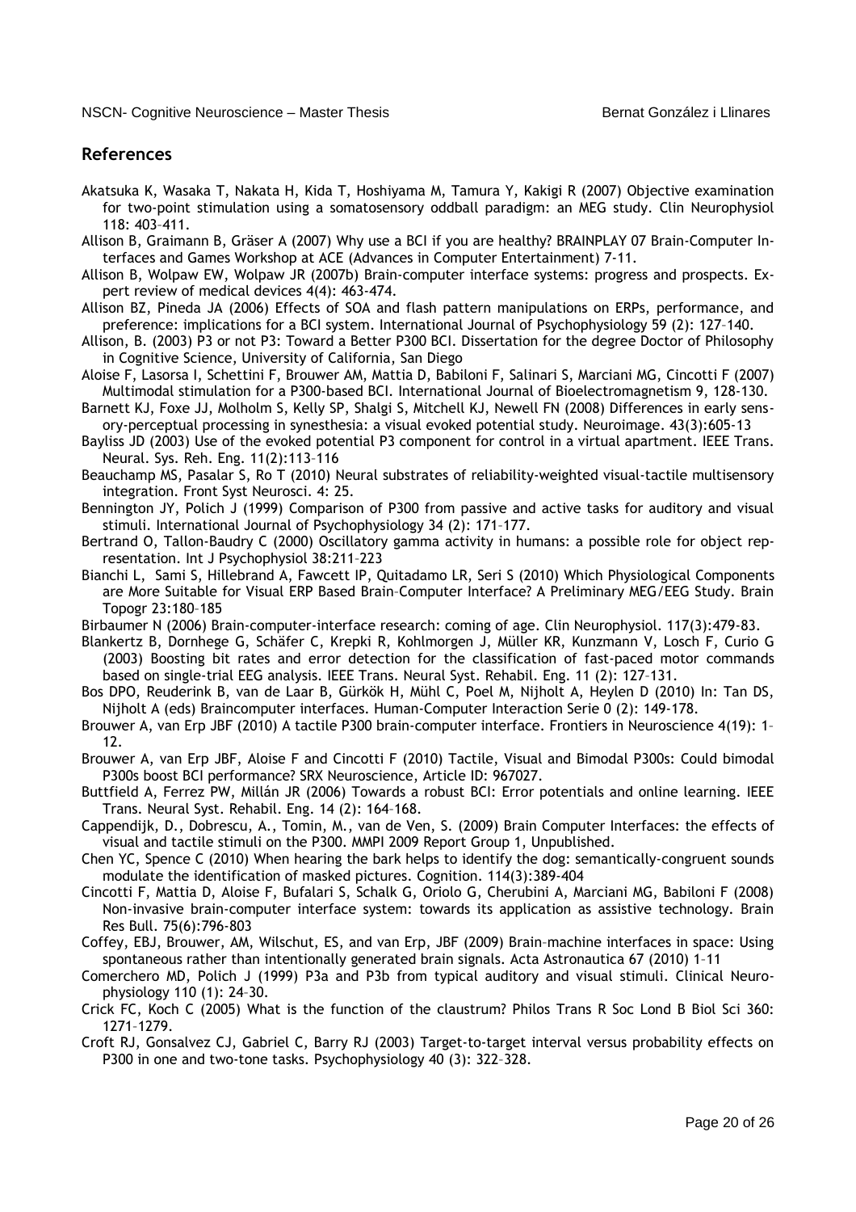## References

Akatsuka K, Wasaka T, Nakata H, Kida T, Hoshiyama M, Tamura Y, Kakigi R (2007) Objective examination for two-point stimulation using a somatosensory oddball paradigm: an MEG study. Clin Neurophysiol 118: 403–411.

Allison B, Graimann B, Gräser A (2007) Why use a BCI if you are healthy? BRAINPLAY 07 Brain-Computer Interfaces and Games Workshop at ACE (Advances in Computer Entertainment) 7-11.

Allison B, Wolpaw EW, Wolpaw JR (2007b) Brain-computer interface systems: progress and prospects. Expert review of medical devices 4(4): 463-474.

Allison BZ, Pineda JA (2006) Effects of SOA and flash pattern manipulations on ERPs, performance, and preference: implications for a BCI system. International Journal of Psychophysiology 59 (2): 127–140.

Allison, B. (2003) P3 or not P3: Toward a Better P300 BCI. Dissertation for the degree Doctor of Philosophy in Cognitive Science, University of California, San Diego

Aloise F, Lasorsa I, Schettini F, Brouwer AM, Mattia D, Babiloni F, Salinari S, Marciani MG, Cincotti F (2007) Multimodal stimulation for a P300-based BCI. International Journal of Bioelectromagnetism 9, 128-130.

Barnett KJ, Foxe JJ, Molholm S, Kelly SP, Shalgi S, Mitchell KJ, Newell FN (2008) Differences in early sensory-perceptual processing in synesthesia: a visual evoked potential study. Neuroimage. 43(3):605-13

Bayliss JD (2003) Use of the evoked potential P3 component for control in a virtual apartment. IEEE Trans. Neural. Sys. Reh. Eng. 11(2):113–116

Beauchamp MS, Pasalar S, Ro T (2010) Neural substrates of reliability-weighted visual-tactile multisensory integration. Front Syst Neurosci. 4: 25.

Bennington JY, Polich J (1999) Comparison of P300 from passive and active tasks for auditory and visual stimuli. International Journal of Psychophysiology 34 (2): 171–177.

Bertrand O, Tallon-Baudry C (2000) Oscillatory gamma activity in humans: a possible role for object representation. Int J Psychophysiol 38:211–223

Bianchi L, Sami S, Hillebrand A, Fawcett IP, Quitadamo LR, Seri S (2010) Which Physiological Components are More Suitable for Visual ERP Based Brain–Computer Interface? A Preliminary MEG/EEG Study. Brain Topogr 23:180–185

Birbaumer N (2006) Brain-computer-interface research: coming of age. Clin Neurophysiol. 117(3):479-83.

Blankertz B, Dornhege G, Schäfer C, Krepki R, Kohlmorgen J, Müller KR, Kunzmann V, Losch F, Curio G (2003) Boosting bit rates and error detection for the classification of fast-paced motor commands based on single-trial EEG analysis. IEEE Trans. Neural Syst. Rehabil. Eng. 11 (2): 127–131.

Bos DPO, Reuderink B, van de Laar B, Gürkök H, Mühl C, Poel M, Nijholt A, Heylen D (2010) In: Tan DS, Nijholt A (eds) Braincomputer interfaces. Human-Computer Interaction Serie 0 (2): 149-178.

Brouwer A, van Erp JBF (2010) A tactile P300 brain-computer interface. Frontiers in Neuroscience 4(19): 1–12.

Brouwer A, van Erp JBF, Aloise F and Cincotti F (2010) Tactile, Visual and Bimodal P300s: Could bimodal P300s boost BCI performance? SRX Neuroscience, Article ID: 967027.

Buttfield A, Ferrez PW, Millán JR (2006) Towards a robust BCI: Error potentials and online learning. IEEE Trans. Neural Syst. Rehabil. Eng. 14 (2): 164–168.

Cappendijk, D., Dobrescu, A., Tomin, M., van de Ven, S. (2009) Brain Computer Interfaces: the effects of visual and tactile stimuli on the P300. MMPI 2009 Report Group 1, Unpublished.

Chen YC, Spence C (2010) When hearing the bark helps to identify the dog: semantically-congruent sounds modulate the identification of masked pictures. Cognition. 114(3):389-404

Cincotti F, Mattia D, Aloise F, Bufalari S, Schalk G, Oriolo G, Cherubini A, Marciani MG, Babiloni F (2008) Non-invasive brain-computer interface system: towards its application as assistive technology. Brain Res Bull. 75(6):796-803

Coffey, EBJ, Brouwer, AM, Wilschut, ES, and van Erp, JBF (2009) Brain–machine interfaces in space: Using spontaneous rather than intentionally generated brain signals. Acta Astronautica 67 (2010) 1–11

Comerchero MD, Polich J (1999) P3a and P3b from typical auditory and visual stimuli. Clinical Neurophysiology 110 (1): 24–30.

Crick FC, Koch C (2005) What is the function of the claustrum? Philos Trans R Soc Lond B Biol Sci 360: 1271–1279.

Croft RJ, Gonsalvez CJ, Gabriel C, Barry RJ (2003) Target-to-target interval versus probability effects on P300 in one and two-tone tasks. Psychophysiology 40 (3): 322–328.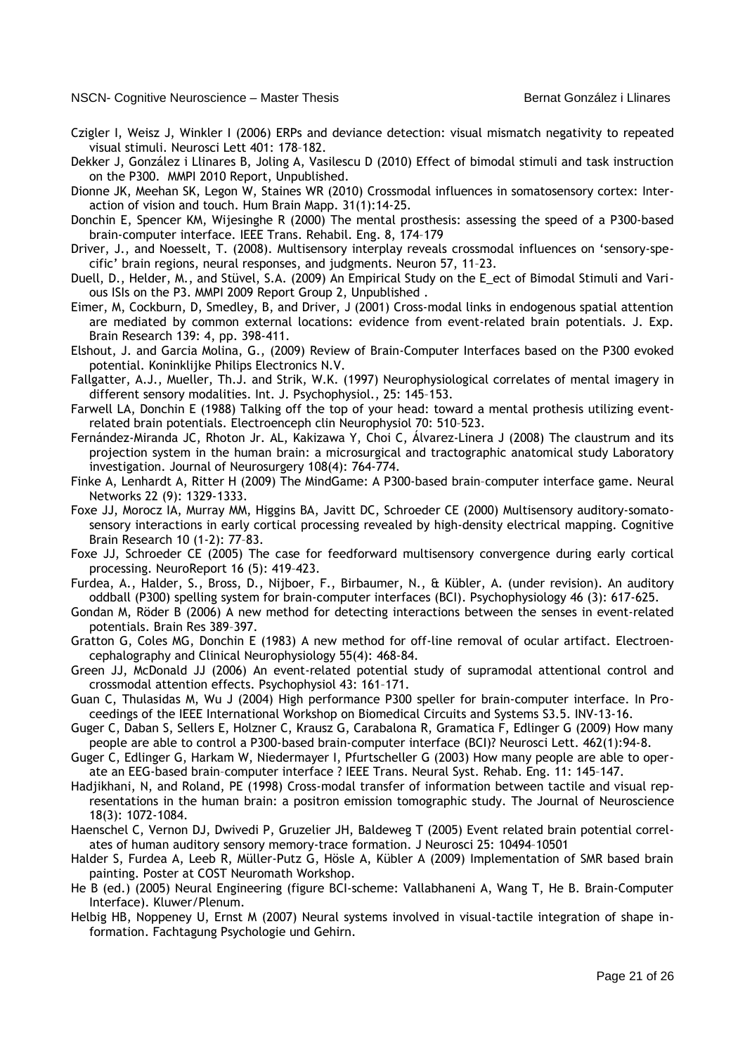Czigler I, Weisz J, Winkler I (2006) ERPs and deviance detection: visual mismatch negativity to repeated visual stimuli. Neurosci Lett 401: 178–182.

Dekker J, González i Llinares B, Joling A, Vasilescu D (2010) Effect of bimodal stimuli and task instruction on the P300. MMPI 2010 Report, Unpublished.

Dionne JK, Meehan SK, Legon W, Staines WR (2010) Crossmodal influences in somatosensory cortex: Interaction of vision and touch. Hum Brain Mapp. 31(1):14-25.

Donchin E, Spencer KM, Wijesinghe R (2000) The mental prosthesis: assessing the speed of a P300-based brain-computer interface. IEEE Trans. Rehabil. Eng. 8, 174–179

Driver, J., and Noesselt, T. (2008). Multisensory interplay reveals crossmodal influences on 'sensory-specific' brain regions, neural responses, and judgments. Neuron 57, 11–23.

Duell, D., Helder, M., and Stüvel, S.A. (2009) An Empirical Study on the E_ect of Bimodal Stimuli and Various ISIs on the P3. MMPI 2009 Report Group 2, Unpublished .

Eimer, M, Cockburn, D, Smedley, B, and Driver, J (2001) Cross-modal links in endogenous spatial attention are mediated by common external locations: evidence from event-related brain potentials. J. Exp. Brain Research 139: 4, pp. 398-411.

Elshout, J. and Garcia Molina, G., (2009) Review of Brain-Computer Interfaces based on the P300 evoked potential. Koninklijke Philips Electronics N.V.

Fallgatter, A.J., Mueller, Th.J. and Strik, W.K. (1997) Neurophysiological correlates of mental imagery in different sensory modalities. Int. J. Psychophysiol., 25: 145–153.

Farwell LA, Donchin E (1988) Talking off the top of your head: toward a mental prothesis utilizing event-related brain potentials. Electroenceph clin Neurophysiol 70: 510–523.

Fernández-Miranda JC, Rhoton Jr. AL, Kakizawa Y, Choi C, Álvarez-Linera J (2008) The claustrum and its projection system in the human brain: a microsurgical and tractographic anatomical study Laboratory investigation. Journal of Neurosurgery 108(4): 764-774.

Finke A, Lenhardt A, Ritter H (2009) The MindGame: A P300-based brain–computer interface game. Neural Networks 22 (9): 1329-1333.

Foxe JJ, Morocz IA, Murray MM, Higgins BA, Javitt DC, Schroeder CE (2000) Multisensory auditory-somatosensory interactions in early cortical processing revealed by high-density electrical mapping. Cognitive Brain Research 10 (1-2): 77–83.

Foxe JJ, Schroeder CE (2005) The case for feedforward multisensory convergence during early cortical processing. NeuroReport 16 (5): 419–423.

Furdea, A., Halder, S., Bross, D., Nijboer, F., Birbaumer, N., & Kübler, A. (under revision). An auditory oddball (P300) spelling system for brain-computer interfaces (BCI). Psychophysiology 46 (3): 617-625.

Gondan M, Röder B (2006) A new method for detecting interactions between the senses in event-related potentials. Brain Res 389–397.

Gratton G, Coles MG, Donchin E (1983) A new method for off-line removal of ocular artifact. Electroencephalography and Clinical Neurophysiology 55(4): 468-84.

Green JJ, McDonald JJ (2006) An event-related potential study of supramodal attentional control and crossmodal attention effects. Psychophysiol 43: 161–171.

Guan C, Thulasidas M, Wu J (2004) High performance P300 speller for brain-computer interface. In Proceedings of the IEEE International Workshop on Biomedical Circuits and Systems S3.5. INV-13-16.

Guger C, Daban S, Sellers E, Holzner C, Krausz G, Carabalona R, Gramatica F, Edlinger G (2009) How many people are able to control a P300-based brain-computer interface (BCI)? Neurosci Lett. 462(1):94-8.

Guger C, Edlinger G, Harkam W, Niedermayer I, Pfurtscheller G (2003) How many people are able to operate an EEG-based brain–computer interface ? IEEE Trans. Neural Syst. Rehab. Eng. 11: 145–147.

Hadjikhani, N, and Roland, PE (1998) Cross-modal transfer of information between tactile and visual representations in the human brain: a positron emission tomographic study. The Journal of Neuroscience 18(3): 1072-1084.

Haenschel C, Vernon DJ, Dwivedi P, Gruzelier JH, Baldeweg T (2005) Event related brain potential correlates of human auditory sensory memory-trace formation. J Neurosci 25: 10494–10501

Halder S, Furdea A, Leeb R, Müller-Putz G, Hösle A, Kübler A (2009) Implementation of SMR based brain painting. Poster at COST Neuromath Workshop.

He B (ed.) (2005) Neural Engineering (figure BCI-scheme: Vallabhaneni A, Wang T, He B. Brain-Computer Interface). Kluwer/Plenum.

Helbig HB, Noppeney U, Ernst M (2007) Neural systems involved in visual-tactile integration of shape information. Fachtagung Psychologie und Gehirn.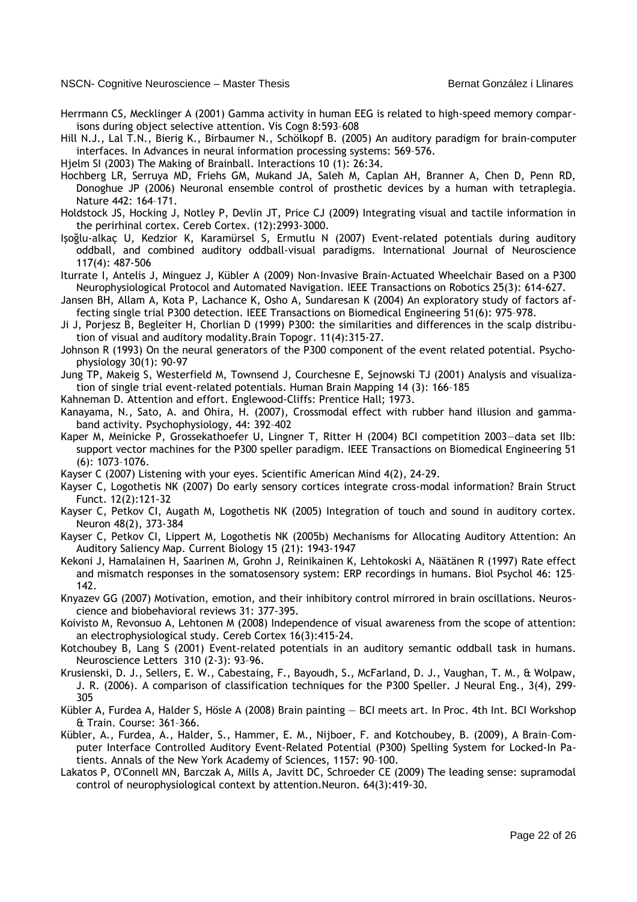Herrmann CS, Mecklinger A (2001) Gamma activity in human EEG is related to high-speed memory comparisons during object selective attention. Vis Cogn 8:593–608

Hill N.J., Lal T.N., Bierig K., Birbaumer N., Schölkopf B. (2005) An auditory paradigm for brain-computer interfaces. In Advances in neural information processing systems: 569–576.

Hjelm SI (2003) The Making of Brainball. Interactions 10 (1): 26:34.

Hochberg LR, Serruya MD, Friehs GM, Mukand JA, Saleh M, Caplan AH, Branner A, Chen D, Penn RD, Donoghue JP (2006) Neuronal ensemble control of prosthetic devices by a human with tetraplegia. Nature 442: 164–171.

Holdstock JS, Hocking J, Notley P, Devlin JT, Price CJ (2009) Integrating visual and tactile information in the perirhinal cortex. Cereb Cortex. (12):2993-3000.

Işoğlu-alkaç U, Kedzior K, Karamürsel S, Ermutlu N (2007) Event-related potentials during auditory oddball, and combined auditory oddball-visual paradigms. International Journal of Neuroscience 117(4): 487-506

Iturrate I, Antelis J, Minguez J, Kübler A (2009) Non-Invasive Brain-Actuated Wheelchair Based on a P300 Neurophysiological Protocol and Automated Navigation. IEEE Transactions on Robotics 25(3): 614-627.

Jansen BH, Allam A, Kota P, Lachance K, Osho A, Sundaresan K (2004) An exploratory study of factors affecting single trial P300 detection. IEEE Transactions on Biomedical Engineering 51(6): 975–978.

Ji J, Porjesz B, Begleiter H, Chorlian D (1999) P300: the similarities and differences in the scalp distribution of visual and auditory modality.Brain Topogr. 11(4):315-27.

Johnson R (1993) On the neural generators of the P300 component of the event related potential. Psychophysiology 30(1): 90-97

Jung TP, Makeig S, Westerfield M, Townsend J, Courchesne E, Sejnowski TJ (2001) Analysis and visualization of single trial event-related potentials. Human Brain Mapping 14 (3): 166–185

Kahneman D. Attention and effort. Englewood-Cliffs: Prentice Hall; 1973.

Kanayama, N., Sato, A. and Ohira, H. (2007), Crossmodal effect with rubber hand illusion and gamma-band activity. Psychophysiology, 44: 392–402

Kaper M, Meinicke P, Grossekathoefer U, Lingner T, Ritter H (2004) BCI competition 2003—data set IIb: support vector machines for the P300 speller paradigm. IEEE Transactions on Biomedical Engineering 51 (6): 1073–1076.

Kayser C (2007) Listening with your eyes. Scientific American Mind 4(2), 24-29.

Kayser C, Logothetis NK (2007) Do early sensory cortices integrate cross-modal information? Brain Struct Funct. 12(2):121-32

Kayser C, Petkov CI, Augath M, Logothetis NK (2005) Integration of touch and sound in auditory cortex. Neuron 48(2), 373-384

Kayser C, Petkov CI, Lippert M, Logothetis NK (2005b) Mechanisms for Allocating Auditory Attention: An Auditory Saliency Map. Current Biology 15 (21): 1943-1947

Kekoni J, Hamalainen H, Saarinen M, Grohn J, Reinikainen K, Lehtokoski A, Näätänen R (1997) Rate effect and mismatch responses in the somatosensory system: ERP recordings in humans. Biol Psychol 46: 125–142.

Knyazev GG (2007) Motivation, emotion, and their inhibitory control mirrored in brain oscillations. Neuroscience and biobehavioral reviews 31: 377-395.

Koivisto M, Revonsuo A, Lehtonen M (2008) Independence of visual awareness from the scope of attention: an electrophysiological study. Cereb Cortex 16(3):415-24.

Kotchoubey B, Lang S (2001) Event-related potentials in an auditory semantic oddball task in humans. Neuroscience Letters 310 (2-3): 93–96.

Krusienski, D. J., Sellers, E. W., Cabestaing, F., Bayoudh, S., McFarland, D. J., Vaughan, T. M., & Wolpaw, J. R. (2006). A comparison of classification techniques for the P300 Speller. J Neural Eng., 3(4), 299-305

Kübler A, Furdea A, Halder S, Hösle A (2008) Brain painting — BCI meets art. In Proc. 4th Int. BCI Workshop & Train. Course: 361–366.

Kübler, A., Furdea, A., Halder, S., Hammer, E. M., Nijboer, F. and Kotchoubey, B. (2009), A Brain–Computer Interface Controlled Auditory Event-Related Potential (P300) Spelling System for Locked-In Patients. Annals of the New York Academy of Sciences, 1157: 90–100.

Lakatos P, O'Connell MN, Barczak A, Mills A, Javitt DC, Schroeder CE (2009) The leading sense: supramodal control of neurophysiological context by attention.Neuron. 64(3):419-30.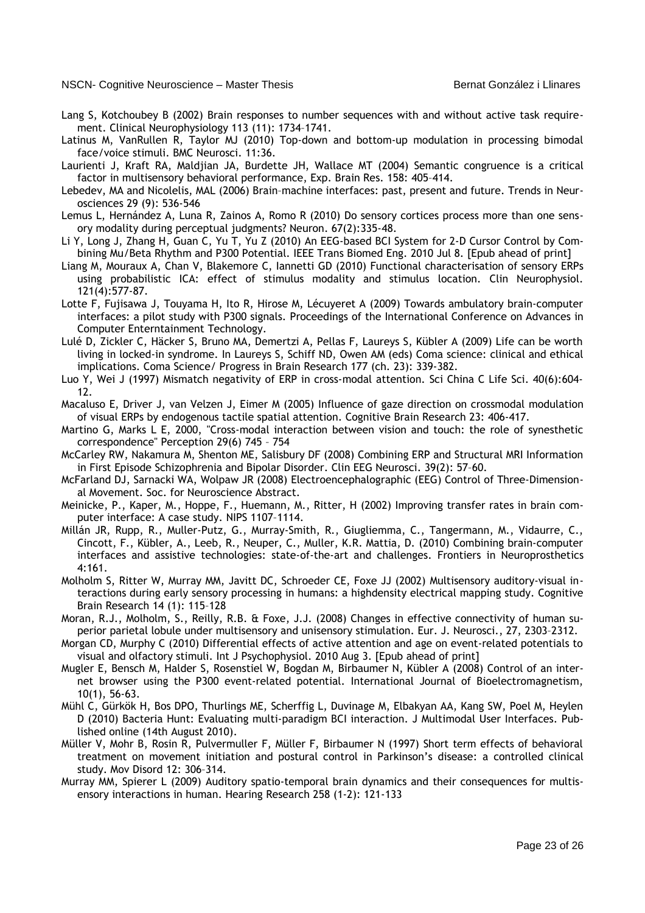Lang S, Kotchoubey B (2002) Brain responses to number sequences with and without active task requirement. Clinical Neurophysiology 113 (11): 1734–1741.

Latinus M, VanRullen R, Taylor MJ (2010) Top-down and bottom-up modulation in processing bimodal face/voice stimuli. BMC Neurosci. 11:36.

Laurienti J, Kraft RA, Maldjian JA, Burdette JH, Wallace MT (2004) Semantic congruence is a critical factor in multisensory behavioral performance, Exp. Brain Res. 158: 405–414.

Lebedev, MA and Nicolelis, MAL (2006) Brain–machine interfaces: past, present and future. Trends in Neurosciences 29 (9): 536-546

Lemus L, Hernández A, Luna R, Zainos A, Romo R (2010) Do sensory cortices process more than one sensory modality during perceptual judgments? Neuron. 67(2):335-48.

Li Y, Long J, Zhang H, Guan C, Yu T, Yu Z (2010) An EEG-based BCI System for 2-D Cursor Control by Combining Mu/Beta Rhythm and P300 Potential. IEEE Trans Biomed Eng. 2010 Jul 8. [Epub ahead of print]

Liang M, Mouraux A, Chan V, Blakemore C, Iannetti GD (2010) Functional characterisation of sensory ERPs using probabilistic ICA: effect of stimulus modality and stimulus location. Clin Neurophysiol. 121(4):577-87.

Lotte F, Fujisawa J, Touyama H, Ito R, Hirose M, Lécuyeret A (2009) Towards ambulatory brain-computer interfaces: a pilot study with P300 signals. Proceedings of the International Conference on Advances in Computer Enterntainment Technology.

Lulé D, Zickler C, Häcker S, Bruno MA, Demertzi A, Pellas F, Laureys S, Kübler A (2009) Life can be worth living in locked-in syndrome. In Laureys S, Schiff ND, Owen AM (eds) Coma science: clinical and ethical implications. Coma Science/ Progress in Brain Research 177 (ch. 23): 339-382.

Luo Y, Wei J (1997) Mismatch negativity of ERP in cross-modal attention. Sci China C Life Sci. 40(6):604-12.

Macaluso E, Driver J, van Velzen J, Eimer M (2005) Influence of gaze direction on crossmodal modulation of visual ERPs by endogenous tactile spatial attention. Cognitive Brain Research 23: 406-417.

Martino G, Marks L E, 2000, "Cross-modal interaction between vision and touch: the role of synesthetic correspondence" Perception 29(6) 745 – 754

McCarley RW, Nakamura M, Shenton ME, Salisbury DF (2008) Combining ERP and Structural MRI Information in First Episode Schizophrenia and Bipolar Disorder. Clin EEG Neurosci. 39(2): 57–60.

McFarland DJ, Sarnacki WA, Wolpaw JR (2008) Electroencephalographic (EEG) Control of Three-Dimensional Movement. Soc. for Neuroscience Abstract.

Meinicke, P., Kaper, M., Hoppe, F., Huemann, M., Ritter, H (2002) Improving transfer rates in brain computer interface: A case study. NIPS 1107–1114.

Millán JR, Rupp, R., Muller-Putz, G., Murray-Smith, R., Giugliemma, C., Tangermann, M., Vidaurre, C., Cincott, F., Kübler, A., Leeb, R., Neuper, C., Muller, K.R. Mattia, D. (2010) Combining brain-computer interfaces and assistive technologies: state-of-the-art and challenges. Frontiers in Neuroprosthetics 4:161.

Molholm S, Ritter W, Murray MM, Javitt DC, Schroeder CE, Foxe JJ (2002) Multisensory auditory-visual interactions during early sensory processing in humans: a highdensity electrical mapping study. Cognitive Brain Research 14 (1): 115–128

Moran, R.J., Molholm, S., Reilly, R.B. & Foxe, J.J. (2008) Changes in effective connectivity of human superior parietal lobule under multisensory and unisensory stimulation. Eur. J. Neurosci., 27, 2303–2312.

Morgan CD, Murphy C (2010) Differential effects of active attention and age on event-related potentials to visual and olfactory stimuli. Int J Psychophysiol. 2010 Aug 3. [Epub ahead of print]

Mugler E, Bensch M, Halder S, Rosenstiel W, Bogdan M, Birbaumer N, Kübler A (2008) Control of an internet browser using the P300 event-related potential. International Journal of Bioelectromagnetism, 10(1), 56-63.

Mühl C, Gürkök H, Bos DPO, Thurlings ME, Scherffig L, Duvinage M, Elbakyan AA, Kang SW, Poel M, Heylen D (2010) Bacteria Hunt: Evaluating multi-paradigm BCI interaction. J Multimodal User Interfaces. Published online (14th August 2010).

Müller V, Mohr B, Rosin R, Pulvermuller F, Müller F, Birbaumer N (1997) Short term effects of behavioral treatment on movement initiation and postural control in Parkinson's disease: a controlled clinical study. Mov Disord 12: 306–314.

Murray MM, Spierer L (2009) Auditory spatio-temporal brain dynamics and their consequences for multisensory interactions in human. Hearing Research 258 (1-2): 121-133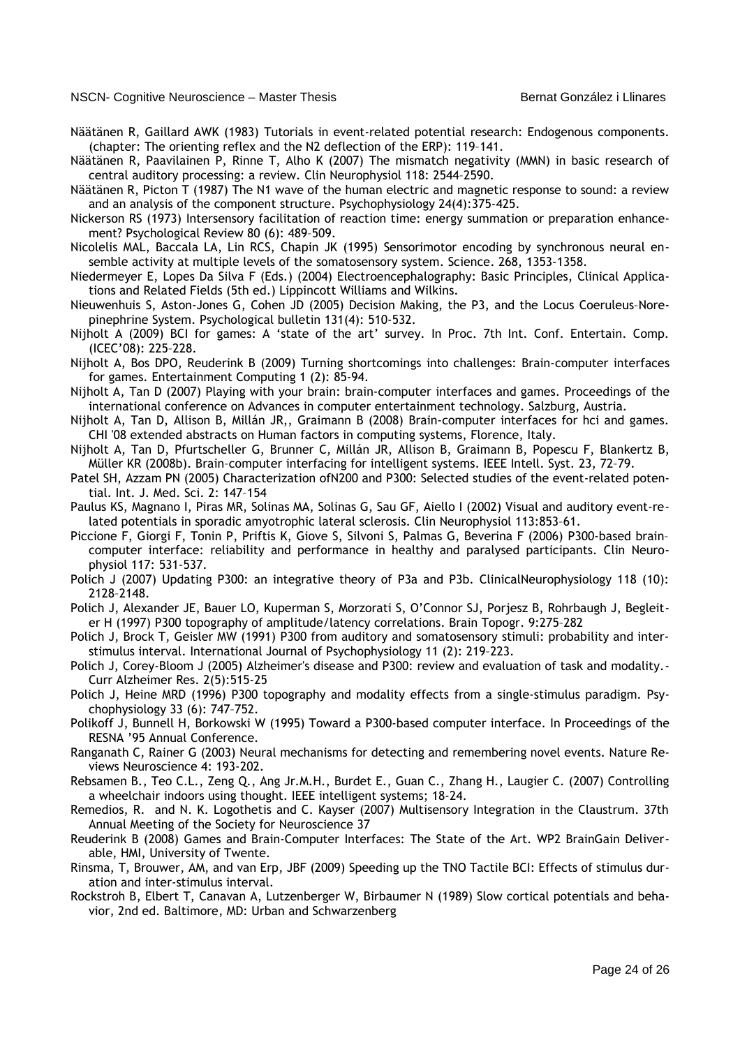Näätänen R, Gaillard AWK (1983) Tutorials in event-related potential research: Endogenous components. (chapter: The orienting reflex and the N2 deflection of the ERP): 119–141.

Näätänen R, Paavilainen P, Rinne T, Alho K (2007) The mismatch negativity (MMN) in basic research of central auditory processing: a review. Clin Neurophysiol 118: 2544–2590.

Näätänen R, Picton T (1987) The N1 wave of the human electric and magnetic response to sound: a review and an analysis of the component structure. Psychophysiology 24(4):375-425.

Nickerson RS (1973) Intersensory facilitation of reaction time: energy summation or preparation enhancement? Psychological Review 80 (6): 489–509.

Nicolelis MAL, Baccala LA, Lin RCS, Chapin JK (1995) Sensorimotor encoding by synchronous neural ensemble activity at multiple levels of the somatosensory system. Science. 268, 1353-1358.

Niedermeyer E, Lopes Da Silva F (Eds.) (2004) Electroencephalography: Basic Principles, Clinical Applications and Related Fields (5th ed.) Lippincott Williams and Wilkins.

Nieuwenhuis S, Aston-Jones G, Cohen JD (2005) Decision Making, the P3, and the Locus Coeruleus–Norepinephrine System. Psychological bulletin 131(4): 510-532.

Nijholt A (2009) BCI for games: A 'state of the art' survey. In Proc. 7th Int. Conf. Entertain. Comp. (ICEC'08): 225–228.

Nijholt A, Bos DPO, Reuderink B (2009) Turning shortcomings into challenges: Brain-computer interfaces for games. Entertainment Computing 1 (2): 85-94.

Nijholt A, Tan D (2007) Playing with your brain: brain-computer interfaces and games. Proceedings of the international conference on Advances in computer entertainment technology. Salzburg, Austria.

Nijholt A, Tan D, Allison B, Millán JR,, Graimann B (2008) Brain-computer interfaces for hci and games. CHI '08 extended abstracts on Human factors in computing systems, Florence, Italy.

Nijholt A, Tan D, Pfurtscheller G, Brunner C, Millán JR, Allison B, Graimann B, Popescu F, Blankertz B, Müller KR (2008b). Brain–computer interfacing for intelligent systems. IEEE Intell. Syst. 23, 72–79.

Patel SH, Azzam PN (2005) Characterization ofN200 and P300: Selected studies of the event-related potential. Int. J. Med. Sci. 2: 147–154

Paulus KS, Magnano I, Piras MR, Solinas MA, Solinas G, Sau GF, Aiello I (2002) Visual and auditory event-related potentials in sporadic amyotrophic lateral sclerosis. Clin Neurophysiol 113:853–61.

Piccione F, Giorgi F, Tonin P, Priftis K, Giove S, Silvoni S, Palmas G, Beverina F (2006) P300-based brain–computer interface: reliability and performance in healthy and paralysed participants. Clin Neurophysiol 117: 531-537.

Polich J (2007) Updating P300: an integrative theory of P3a and P3b. ClinicalNeurophysiology 118 (10): 2128–2148.

Polich J, Alexander JE, Bauer LO, Kuperman S, Morzorati S, O'Connor SJ, Porjesz B, Rohrbaugh J, Begleiter H (1997) P300 topography of amplitude/latency correlations. Brain Topogr. 9:275–282

Polich J, Brock T, Geisler MW (1991) P300 from auditory and somatosensory stimuli: probability and interstimulus interval. International Journal of Psychophysiology 11 (2): 219–223.

Polich J, Corey-Bloom J (2005) Alzheimer's disease and P300: review and evaluation of task and modality.- Curr Alzheimer Res. 2(5):515-25

Polich J, Heine MRD (1996) P300 topography and modality effects from a single-stimulus paradigm. Psychophysiology 33 (6): 747–752.

Polikoff J, Bunnell H, Borkowski W (1995) Toward a P300-based computer interface. In Proceedings of the RESNA '95 Annual Conference.

Ranganath C, Rainer G (2003) Neural mechanisms for detecting and remembering novel events. Nature Reviews Neuroscience 4: 193-202.

Rebsamen B., Teo C.L., Zeng Q., Ang Jr.M.H., Burdet E., Guan C., Zhang H., Laugier C. (2007) Controlling a wheelchair indoors using thought. IEEE intelligent systems; 18-24.

Remedios, R. and N. K. Logothetis and C. Kayser (2007) Multisensory Integration in the Claustrum. 37th Annual Meeting of the Society for Neuroscience 37

Reuderink B (2008) Games and Brain-Computer Interfaces: The State of the Art. WP2 BrainGain Deliverable, HMI, University of Twente.

Rinsma, T, Brouwer, AM, and van Erp, JBF (2009) Speeding up the TNO Tactile BCI: Effects of stimulus duration and inter-stimulus interval.

Rockstroh B, Elbert T, Canavan A, Lutzenberger W, Birbaumer N (1989) Slow cortical potentials and behavior, 2nd ed. Baltimore, MD: Urban and Schwarzenberg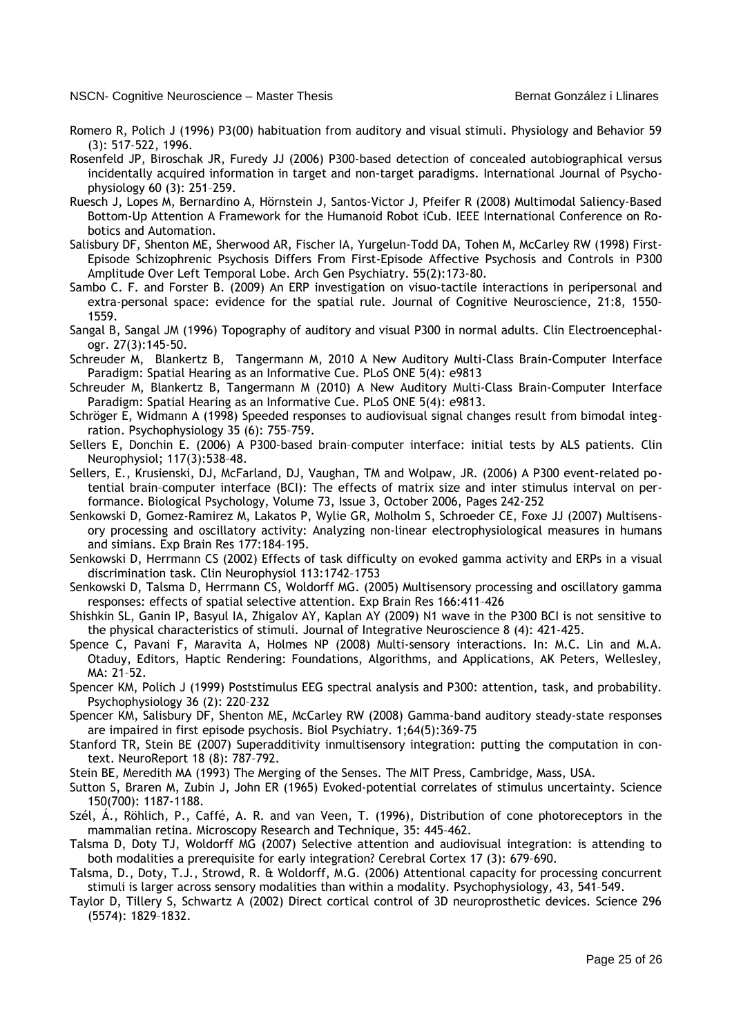Romero R, Polich J (1996) P3(00) habituation from auditory and visual stimuli. Physiology and Behavior 59 (3): 517–522, 1996.

Rosenfeld JP, Biroschak JR, Furedy JJ (2006) P300-based detection of concealed autobiographical versus incidentally acquired information in target and non-target paradigms. International Journal of Psychophysiology 60 (3): 251–259.

Ruesch J, Lopes M, Bernardino A, Hörnstein J, Santos-Victor J, Pfeifer R (2008) Multimodal Saliency-Based Bottom-Up Attention A Framework for the Humanoid Robot iCub. IEEE International Conference on Robotics and Automation.

Salisbury DF, Shenton ME, Sherwood AR, Fischer IA, Yurgelun-Todd DA, Tohen M, McCarley RW (1998) First-Episode Schizophrenic Psychosis Differs From First-Episode Affective Psychosis and Controls in P300 Amplitude Over Left Temporal Lobe. Arch Gen Psychiatry. 55(2):173-80.

Sambo C. F. and Forster B. (2009) An ERP investigation on visuo-tactile interactions in peripersonal and extra-personal space: evidence for the spatial rule. Journal of Cognitive Neuroscience, 21:8, 1550-1559.

Sangal B, Sangal JM (1996) Topography of auditory and visual P300 in normal adults. Clin Electroencephalogr. 27(3):145-50.

Schreuder M, Blankertz B, Tangermann M, 2010 A New Auditory Multi-Class Brain-Computer Interface Paradigm: Spatial Hearing as an Informative Cue. PLoS ONE 5(4): e9813

Schreuder M, Blankertz B, Tangermann M (2010) A New Auditory Multi-Class Brain-Computer Interface Paradigm: Spatial Hearing as an Informative Cue. PLoS ONE 5(4): e9813.

Schröger E, Widmann A (1998) Speeded responses to audiovisual signal changes result from bimodal integration. Psychophysiology 35 (6): 755–759.

Sellers E, Donchin E. (2006) A P300-based brain–computer interface: initial tests by ALS patients. Clin Neurophysiol; 117(3):538–48.

Sellers, E., Krusienski, DJ, McFarland, DJ, Vaughan, TM and Wolpaw, JR. (2006) A P300 event-related potential brain–computer interface (BCI): The effects of matrix size and inter stimulus interval on performance. Biological Psychology, Volume 73, Issue 3, October 2006, Pages 242-252

Senkowski D, Gomez-Ramirez M, Lakatos P, Wylie GR, Molholm S, Schroeder CE, Foxe JJ (2007) Multisensory processing and oscillatory activity: Analyzing non-linear electrophysiological measures in humans and simians. Exp Brain Res 177:184–195.

Senkowski D, Herrmann CS (2002) Effects of task difficulty on evoked gamma activity and ERPs in a visual discrimination task. Clin Neurophysiol 113:1742–1753

Senkowski D, Talsma D, Herrmann CS, Woldorff MG. (2005) Multisensory processing and oscillatory gamma responses: effects of spatial selective attention. Exp Brain Res 166:411–426

Shishkin SL, Ganin IP, Basyul IA, Zhigalov AY, Kaplan AY (2009) N1 wave in the P300 BCI is not sensitive to the physical characteristics of stimuli. Journal of Integrative Neuroscience 8 (4): 421-425.

Spence C, Pavani F, Maravita A, Holmes NP (2008) Multi-sensory interactions. In: M.C. Lin and M.A. Otaduy, Editors, Haptic Rendering: Foundations, Algorithms, and Applications, AK Peters, Wellesley, MA: 21–52.

Spencer KM, Polich J (1999) Poststimulus EEG spectral analysis and P300: attention, task, and probability. Psychophysiology 36 (2): 220–232

Spencer KM, Salisbury DF, Shenton ME, McCarley RW (2008) Gamma-band auditory steady-state responses are impaired in first episode psychosis. Biol Psychiatry. 1;64(5):369-75

Stanford TR, Stein BE (2007) Superadditivity inmultisensory integration: putting the computation in context. NeuroReport 18 (8): 787–792.

Stein BE, Meredith MA (1993) The Merging of the Senses. The MIT Press, Cambridge, Mass, USA.

Sutton S, Braren M, Zubin J, John ER (1965) Evoked-potential correlates of stimulus uncertainty. Science 150(700): 1187-1188.

Szél, Á., Röhlich, P., Caffé, A. R. and van Veen, T. (1996), Distribution of cone photoreceptors in the mammalian retina. Microscopy Research and Technique, 35: 445–462.

Talsma D, Doty TJ, Woldorff MG (2007) Selective attention and audiovisual integration: is attending to both modalities a prerequisite for early integration? Cerebral Cortex 17 (3): 679–690.

Talsma, D., Doty, T.J., Strowd, R. & Woldorff, M.G. (2006) Attentional capacity for processing concurrent stimuli is larger across sensory modalities than within a modality. Psychophysiology, 43, 541–549.

Taylor D, Tillery S, Schwartz A (2002) Direct cortical control of 3D neuroprosthetic devices. Science 296 (5574): 1829–1832.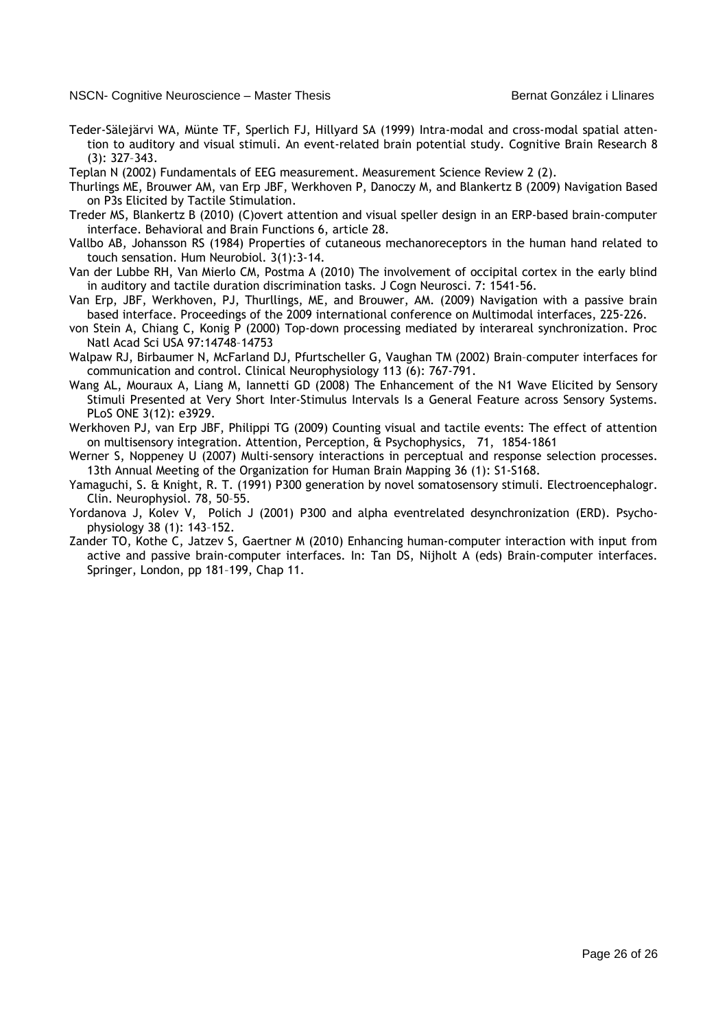Teder-Sälejärvi WA, Münte TF, Sperlich FJ, Hillyard SA (1999) Intra-modal and cross-modal spatial attention to auditory and visual stimuli. An event-related brain potential study. Cognitive Brain Research 8 (3): 327–343.

Teplan N (2002) Fundamentals of EEG measurement. Measurement Science Review 2 (2).

Thurlings ME, Brouwer AM, van Erp JBF, Werkhoven P, Danoczy M, and Blankertz B (2009) Navigation Based on P3s Elicited by Tactile Stimulation.

Treder MS, Blankertz B (2010) (C)overt attention and visual speller design in an ERP-based brain-computer interface. Behavioral and Brain Functions 6, article 28.

Vallbo AB, Johansson RS (1984) Properties of cutaneous mechanoreceptors in the human hand related to touch sensation. Hum Neurobiol. 3(1):3-14.

Van der Lubbe RH, Van Mierlo CM, Postma A (2010) The involvement of occipital cortex in the early blind in auditory and tactile duration discrimination tasks. J Cogn Neurosci. 7: 1541-56.

Van Erp, JBF, Werkhoven, PJ, Thurllings, ME, and Brouwer, AM. (2009) Navigation with a passive brain based interface. Proceedings of the 2009 international conference on Multimodal interfaces, 225-226.

von Stein A, Chiang C, Konig P (2000) Top-down processing mediated by interareal synchronization. Proc Natl Acad Sci USA 97:14748–14753

Walpaw RJ, Birbaumer N, McFarland DJ, Pfurtscheller G, Vaughan TM (2002) Brain–computer interfaces for communication and control. Clinical Neurophysiology 113 (6): 767-791.

Wang AL, Mouraux A, Liang M, Iannetti GD (2008) The Enhancement of the N1 Wave Elicited by Sensory Stimuli Presented at Very Short Inter-Stimulus Intervals Is a General Feature across Sensory Systems. PLoS ONE 3(12): e3929.

Werkhoven PJ, van Erp JBF, Philippi TG (2009) Counting visual and tactile events: The effect of attention on multisensory integration. Attention, Perception, & Psychophysics, 71, 1854-1861

Werner S, Noppeney U (2007) Multi-sensory interactions in perceptual and response selection processes. 13th Annual Meeting of the Organization for Human Brain Mapping 36 (1): S1-S168.

Yamaguchi, S. & Knight, R. T. (1991) P300 generation by novel somatosensory stimuli. Electroencephalogr. Clin. Neurophysiol. 78, 50–55.

Yordanova J, Kolev V, Polich J (2001) P300 and alpha eventrelated desynchronization (ERD). Psychophysiology 38 (1): 143–152.

Zander TO, Kothe C, Jatzev S, Gaertner M (2010) Enhancing human-computer interaction with input from active and passive brain-computer interfaces. In: Tan DS, Nijholt A (eds) Brain-computer interfaces. Springer, London, pp 181–199, Chap 11.